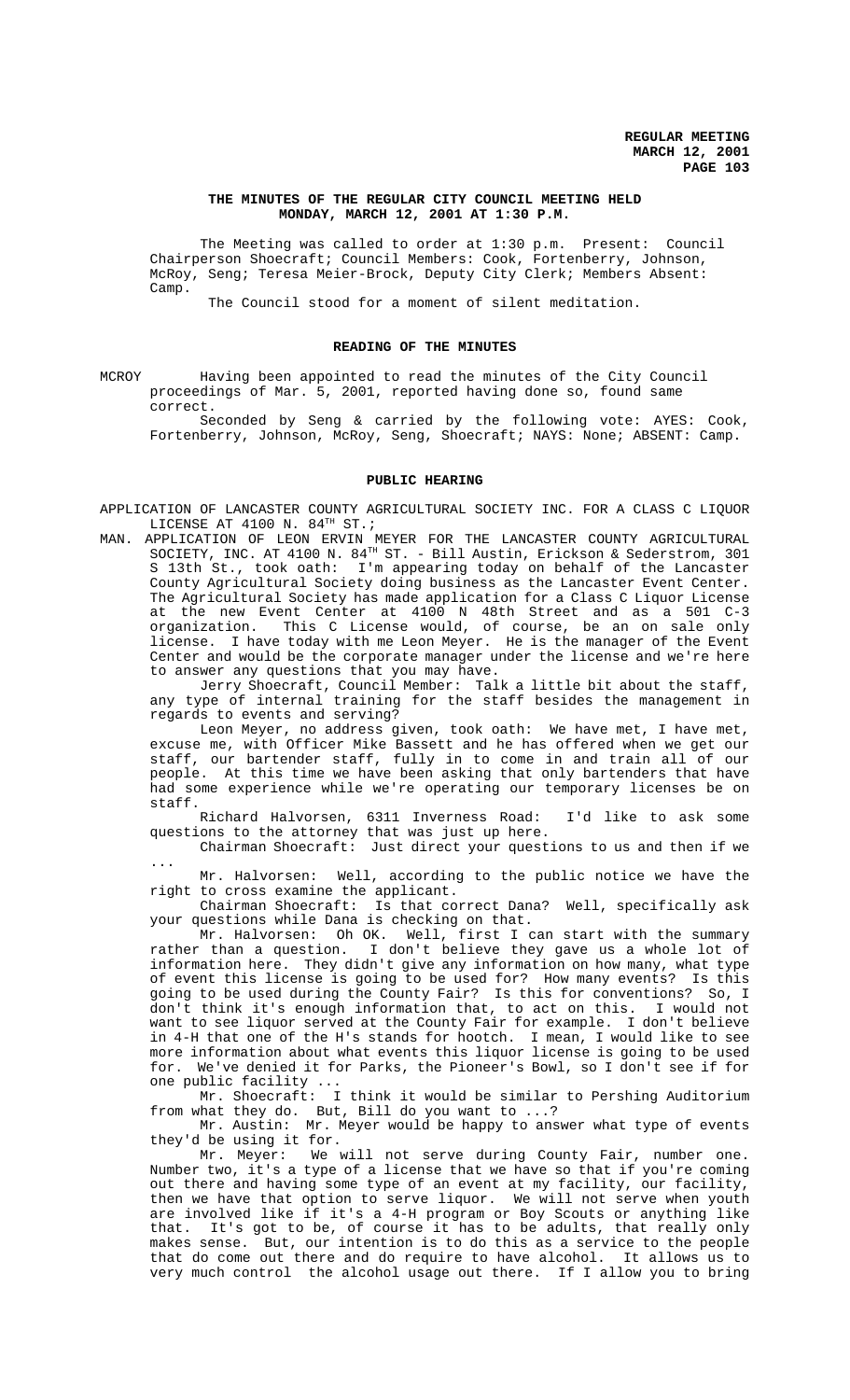## THE MINUTES OF THE REGULAR CITY COUNCIL MEETING HELD MONDAY, MARCH 12, 2001 AT 1:30 P.M.

The Meeting was called to order at 1:30 p.m. Present: Council Chairperson Shoecraft; Council Members: Cook, Fortenberry, Johnson, McRoy, Seng; Teresa Meier-Brock, Deputy City Clerk; Members Absent: Camp.

The Council stood for a moment of silent meditation.

### READING OF THE MINUTES

MCROY Having been appointed to read the minutes of the City Council proceedings of Mar. 5, 2001, reported having done so, found same correct.

Seconded by Seng & carried by the following vote: AYES: Cook, Fortenberry, Johnson, McRoy, Seng, Shoecraft; NAYS: None; ABSENT: Camp.

### PUBLIC HEARING

APPLICATION OF LANCASTER COUNTY AGRICULTURAL SOCIETY INC. FOR A CLASS C LIQUOR LICENSE AT 4100 N. 84TH ST.;

MAN. APPLICATION OF LEON ERVIN MEYER FOR THE LANCASTER COUNTY AGRICULTURAL SOCIETY, INC. AT 4100 N. 84TH ST. - Bill Austin, Erickson & Sederstrom, 301 S 13th St., took oath: I'm appearing today on behalf of the Lancaster County Agricultural Society doing business as the Lancaster Event Center. The Agricultural Society has made application for a Class C Liquor License at the new Event Center at 4100 N 48th Street and as a 501 C-3 organization. This C License would, of course, be an on sale only license. I have today with me Leon Meyer. He is the manager of the Event Center and would be the corporate manager under the license and we're here to answer any questions that you may have.

Jerry Shoecraft, Council Member: Talk a little bit about the staff, any type of internal training for the staff besides the management in regards to events and serving?

Leon Meyer, no address given, took oath: We have met, I have met, excuse me, with Officer Mike Bassett and he has offered when we get our staff, our bartender staff, fully in to come in and train all of our people. At this time we have been asking that only bartenders that have had some experience while we're operating our temporary licenses be on staff.

Richard Halvorsen, 6311 Inverness Road: I'd like to ask some questions to the attorney that was just up here.

Chairman Shoecraft: Just direct your questions to us and then if we ...

Mr. Halvorsen: Well, according to the public notice we have the right to cross examine the applicant.

Chairman Shoecraft: Is that correct Dana? Well, specifically ask your questions while Dana is checking on that.

Mr. Halvorsen: Oh OK. Well, first I can start with the summary rather than a question. I don't believe they gave us a whole lot of information here. They didn't give any information on how many, what type of event this license is going to be used for? How many events? Is this going to be used during the County Fair? Is this for conventions? So, I don't think it's enough information that, to act on this. I would not want to see liquor served at the County Fair for example. I don't believe in 4-H that one of the H's stands for hootch. I mean, I would like to see more information about what events this liquor license is going to be used for. We've denied it for Parks, the Pioneer's Bowl, so I don't see if for one public facility ...

Mr. Shoecraft: I think it would be similar to Pershing Auditorium from what they do. But, Bill do you want to ...?

Mr. Austin: Mr. Meyer would be happy to answer what type of events they'd be using it for.

Mr. Meyer: We will not serve during County Fair, number one. Number two, it's a type of a license that we have so that if you're coming out there and having some type of an event at my facility, our facility, then we have that option to serve liquor. We will not serve when youth are involved like if it's a 4-H program or Boy Scouts or anything like that. It's got to be, of course it has to be adults, that really only makes sense. But, our intention is to do this as a service to the people that do come out there and do require to have alcohol. It allows us to very much control the alcohol usage out there. If I allow you to bring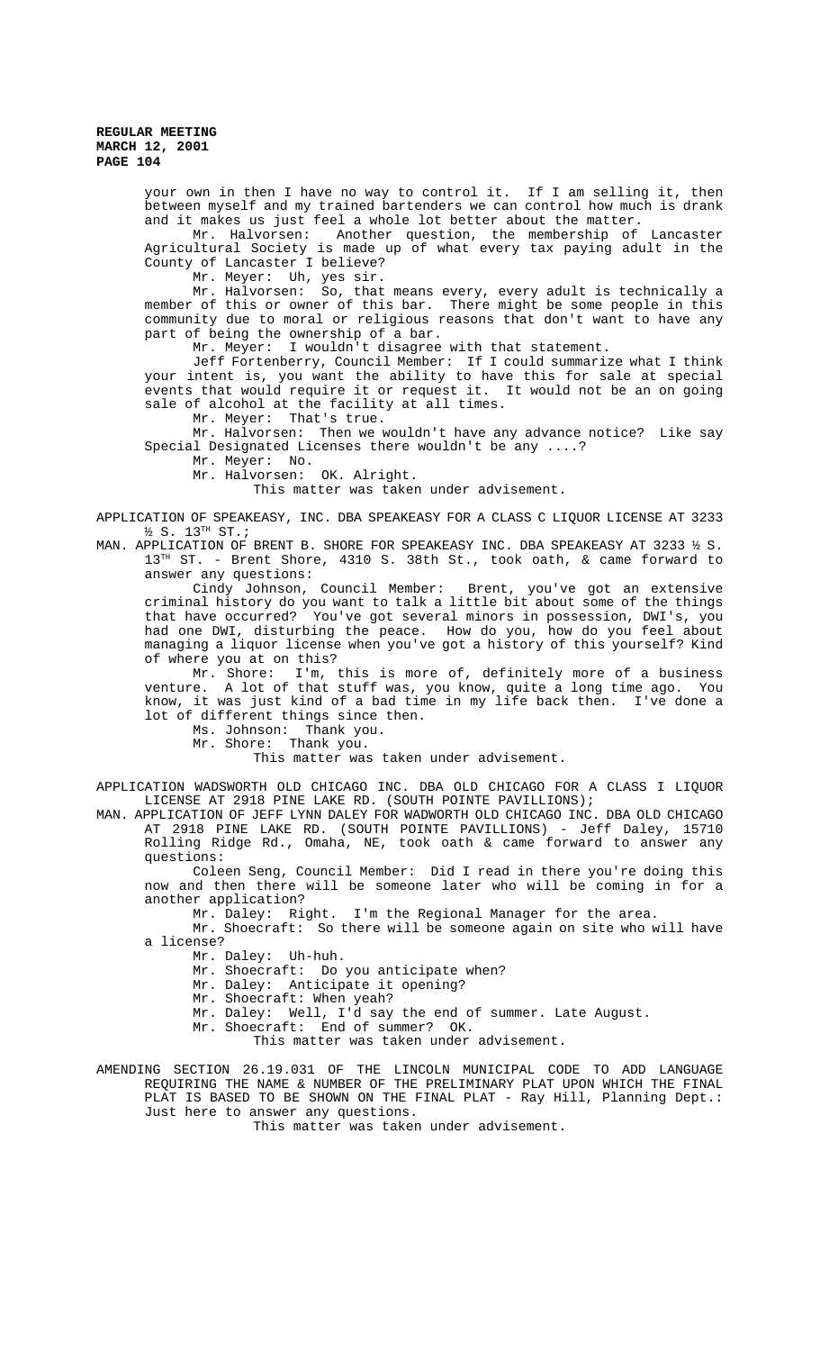your own in then I have no way to control it. If I am selling it, then between myself and my trained bartenders we can control how much is drank and it makes us just feel a whole lot better about the matter.

Mr. Halvorsen: Another question, the membership of Lancaster Agricultural Society is made up of what every tax paying adult in the County of Lancaster I believe?

Mr. Meyer: Uh, yes sir.

Mr. Halvorsen: So, that means every, every adult is technically a member of this or owner of this bar. There might be some people in this community due to moral or religious reasons that don't want to have any part of being the ownership of a bar.

Mr. Meyer: I wouldn't disagree with that statement.

Jeff Fortenberry, Council Member: If I could summarize what I think your intent is, you want the ability to have this for sale at special events that would require it or request it. It would not be an on going sale of alcohol at the facility at all times.

Mr. Meyer: That's true.

Mr. Halvorsen: Then we wouldn't have any advance notice? Like say Special Designated Licenses there wouldn't be any ....?

Mr. Meyer: No.

Mr. Halvorsen: OK. Alright.

This matter was taken under advisement.

APPLICATION OF SPEAKEASY, INC. DBA SPEAKEASY FOR A CLASS C LIQUOR LICENSE AT 3233 ½ S. 13TH ST.;

MAN. APPLICATION OF BRENT B. SHORE FOR SPEAKEASY INC. DBA SPEAKEASY AT 3233 ½ S. 13TH ST. - Brent Shore, 4310 S. 38th St., took oath, & came forward to answer any questions:

Cindy Johnson, Council Member: Brent, you've got an extensive criminal history do you want to talk a little bit about some of the things that have occurred? You've got several minors in possession, DWI's, you had one DWI, disturbing the peace. How do you, how do you feel about managing a liquor license when you've got a history of this yourself? Kind of where you at on this?

Mr. Shore: I'm, this is more of, definitely more of a business venture. A lot of that stuff was, you know, quite a long time ago. You know, it was just kind of a bad time in my life back then. I've done a lot of different things since then.

Ms. Johnson: Thank you.

Mr. Shore: Thank you.

This matter was taken under advisement.

APPLICATION WADSWORTH OLD CHICAGO INC. DBA OLD CHICAGO FOR A CLASS I LIQUOR LICENSE AT 2918 PINE LAKE RD. (SOUTH POINTE PAVILLIONS);

MAN. APPLICATION OF JEFF LYNN DALEY FOR WADWORTH OLD CHICAGO INC. DBA OLD CHICAGO AT 2918 PINE LAKE RD. (SOUTH POINTE PAVILLIONS) - Jeff Daley, 15710 Rolling Ridge Rd., Omaha, NE, took oath & came forward to answer any questions:

Coleen Seng, Council Member: Did I read in there you're doing this now and then there will be someone later who will be coming in for a another application?

Mr. Daley: Right. I'm the Regional Manager for the area.

Mr. Shoecraft: So there will be someone again on site who will have a license?

Mr. Daley: Uh-huh.

Mr. Shoecraft: Do you anticipate when?

Mr. Daley: Anticipate it opening?

Mr. Shoecraft: When yeah?

Mr. Daley: Well, I'd say the end of summer. Late August.

Mr. Shoecraft: End of summer? OK.

This matter was taken under advisement.

AMENDING SECTION 26.19.031 OF THE LINCOLN MUNICIPAL CODE TO ADD LANGUAGE REQUIRING THE NAME & NUMBER OF THE PRELIMINARY PLAT UPON WHICH THE FINAL PLAT IS BASED TO BE SHOWN ON THE FINAL PLAT - Ray Hill, Planning Dept.: Just here to answer any questions.

This matter was taken under advisement.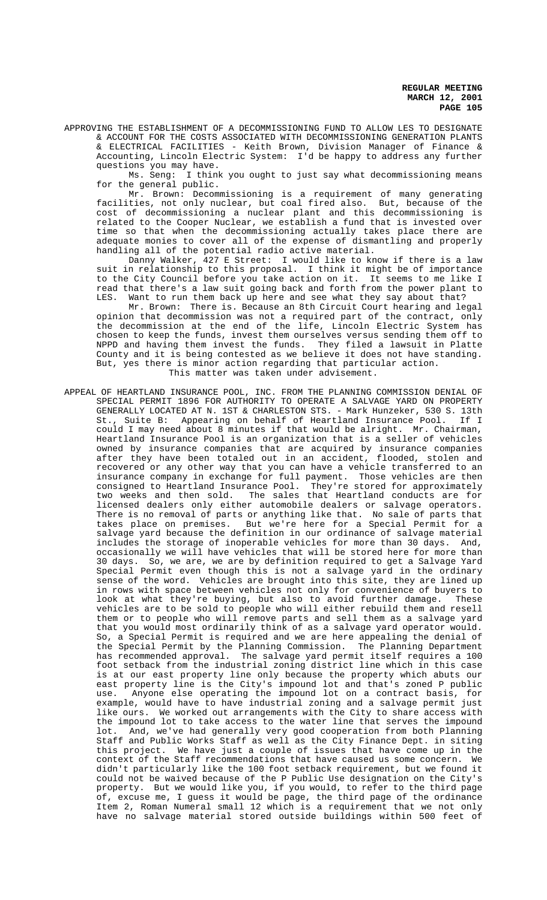APPROVING THE ESTABLISHMENT OF A DECOMMISSIONING FUND TO ALLOW LES TO DESIGNATE & ACCOUNT FOR THE COSTS ASSOCIATED WITH DECOMMISSIONING GENERATION PLANTS & ELECTRICAL FACILITIES - Keith Brown, Division Manager of Finance & Accounting, Lincoln Electric System: I'd be happy to address any further questions you may have.

Ms. Seng: I think you ought to just say what decommissioning means for the general public.

Mr. Brown: Decommissioning is a requirement of many generating facilities, not only nuclear, but coal fired also. But, because of the cost of decommissioning a nuclear plant and this decommissioning is related to the Cooper Nuclear, we establish a fund that is invested over time so that when the decommissioning actually takes place there are adequate monies to cover all of the expense of dismantling and properly handling all of the potential radio active material.

Danny Walker, 427 E Street: I would like to know if there is a law suit in relationship to this proposal. I think it might be of importance to the City Council before you take action on it. It seems to me like I read that there's a law suit going back and forth from the power plant to LES. Want to run them back up here and see what they say about that?

Mr. Brown: There is. Because an 8th Circuit Court hearing and legal opinion that decommission was not a required part of the contract, only the decommission at the end of the life, Lincoln Electric System has chosen to keep the funds, invest them ourselves versus sending them off to NPPD and having them invest the funds. They filed a lawsuit in Platte County and it is being contested as we believe it does not have standing. But, yes there is minor action regarding that particular action.

This matter was taken under advisement.

APPEAL OF HEARTLAND INSURANCE POOL, INC. FROM THE PLANNING COMMISSION DENIAL OF SPECIAL PERMIT 1896 FOR AUTHORITY TO OPERATE A SALVAGE YARD ON PROPERTY GENERALLY LOCATED AT N. 1ST & CHARLESTON STS. - Mark Hunzeker, 530 S. 13th St., Suite B: Appearing on behalf of Heartland Insurance Pool. If I could I may need about 8 minutes if that would be alright. Mr. Chairman, Heartland Insurance Pool is an organization that is a seller of vehicles owned by insurance companies that are acquired by insurance companies after they have been totaled out in an accident, flooded, stolen and recovered or any other way that you can have a vehicle transferred to an insurance company in exchange for full payment. Those vehicles are then consigned to Heartland Insurance Pool. They're stored for approximately two weeks and then sold. The sales that Heartland conducts are for licensed dealers only either automobile dealers or salvage operators. There is no removal of parts or anything like that. No sale of parts that takes place on premises. But we're here for a Special Permit for a salvage yard because the definition in our ordinance of salvage material includes the storage of inoperable vehicles for more than 30 days. And, occasionally we will have vehicles that will be stored here for more than 30 days. So, we are, we are by definition required to get a Salvage Yard Special Permit even though this is not a salvage yard in the ordinary sense of the word. Vehicles are brought into this site, they are lined up in rows with space between vehicles not only for convenience of buyers to look at what they're buying, but also to avoid further damage. These vehicles are to be sold to people who will either rebuild them and resell them or to people who will remove parts and sell them as a salvage yard that you would most ordinarily think of as a salvage yard operator would. So, a Special Permit is required and we are here appealing the denial of the Special Permit by the Planning Commission. The Planning Department has recommended approval. The salvage yard permit itself requires a 100 foot setback from the industrial zoning district line which in this case is at our east property line only because the property which abuts our east property line is the City's impound lot and that's zoned P public use. Anyone else operating the impound lot on a contract basis, for example, would have to have industrial zoning and a salvage permit just like ours. We worked out arrangements with the City to share access with the impound lot to take access to the water line that serves the impound lot. And, we've had generally very good cooperation from both Planning Staff and Public Works Staff as well as the City Finance Dept. in siting this project. We have just a couple of issues that have come up in the context of the Staff recommendations that have caused us some concern. We didn't particularly like the 100 foot setback requirement, but we found it could not be waived because of the P Public Use designation on the City's property. But we would like you, if you would, to refer to the third page of, excuse me, I guess it would be page, the third page of the ordinance Item 2, Roman Numeral small 12 which is a requirement that we not only have no salvage material stored outside buildings within 500 feet of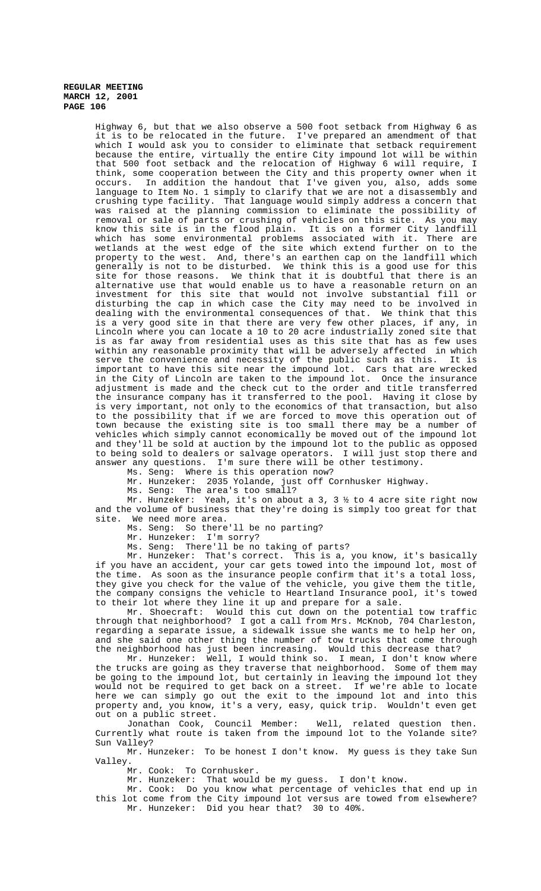Highway 6, but that we also observe a 500 foot setback from Highway 6 as it is to be relocated in the future. I've prepared an amendment of that which I would ask you to consider to eliminate that setback requirement because the entire, virtually the entire City impound lot will be within that 500 foot setback and the relocation of Highway 6 will require, I think, some cooperation between the City and this property owner when it occurs. In addition the handout that I've given you, also, adds some language to Item No. 1 simply to clarify that we are not a disassembly and crushing type facility. That language would simply address a concern that was raised at the planning commission to eliminate the possibility of removal or sale of parts or crushing of vehicles on this site. As you may know this site is in the flood plain. It is on a former City landfill which has some environmental problems associated with it. There are wetlands at the west edge of the site which extend further on to the property to the west. And, there's an earthen cap on the landfill which generally is not to be disturbed. We think this is a good use for this site for those reasons. We think that it is doubtful that there is an alternative use that would enable us to have a reasonable return on an investment for this site that would not involve substantial fill or disturbing the cap in which case the City may need to be involved in dealing with the environmental consequences of that. We think that this is a very good site in that there are very few other places, if any, in Lincoln where you can locate a 10 to 20 acre industrially zoned site that is as far away from residential uses as this site that has as few uses within any reasonable proximity that will be adversely affected in which serve the convenience and necessity of the public such as this. It is important to have this site near the impound lot. Cars that are wrecked in the City of Lincoln are taken to the impound lot. Once the insurance adjustment is made and the check cut to the order and title transferred the insurance company has it transferred to the pool. Having it close by is very important, not only to the economics of that transaction, but also to the possibility that if we are forced to move this operation out of town because the existing site is too small there may be a number of vehicles which simply cannot economically be moved out of the impound lot and they'll be sold at auction by the impound lot to the public as opposed to being sold to dealers or salvage operators. I will just stop there and answer any questions. I'm sure there will be other testimony.

Ms. Seng: Where is this operation now?

Mr. Hunzeker: 2035 Yolande, just off Cornhusker Highway.

Ms. Seng: The area's too small?

Mr. Hunzeker: Yeah, it's on about a 3, 3 ½ to 4 acre site right now and the volume of business that they're doing is simply too great for that site. We need more area.

Ms. Seng: So there'll be no parting?

Mr. Hunzeker: I'm sorry?

Ms. Seng: There'll be no taking of parts?

Mr. Hunzeker: That's correct. This is a, you know, it's basically if you have an accident, your car gets towed into the impound lot, most of the time. As soon as the insurance people confirm that it's a total loss, they give you check for the value of the vehicle, you give them the title, the company consigns the vehicle to Heartland Insurance pool, it's towed to their lot where they line it up and prepare for a sale.

Mr. Shoecraft: Would this cut down on the potential tow traffic through that neighborhood? I got a call from Mrs. McKnob, 704 Charleston, regarding a separate issue, a sidewalk issue she wants me to help her on, and she said one other thing the number of tow trucks that come through the neighborhood has just been increasing. Would this decrease that?

Mr. Hunzeker: Well, I would think so. I mean, I don't know where the trucks are going as they traverse that neighborhood. Some of them may be going to the impound lot, but certainly in leaving the impound lot they would not be required to get back on a street. If we're able to locate here we can simply go out the exit to the impound lot and into this property and, you know, it's a very, easy, quick trip. Wouldn't even get out on a public street.

Jonathan Cook, Council Member: Well, related question then. Currently what route is taken from the impound lot to the Yolande site? Sun Valley?

Mr. Hunzeker: To be honest I don't know. My guess is they take Sun Valley.

Mr. Cook: To Cornhusker.

Mr. Hunzeker: That would be my guess. I don't know.

Mr. Cook: Do you know what percentage of vehicles that end up in this lot come from the City impound lot versus are towed from elsewhere?

Mr. Hunzeker: Did you hear that? 30 to 40%.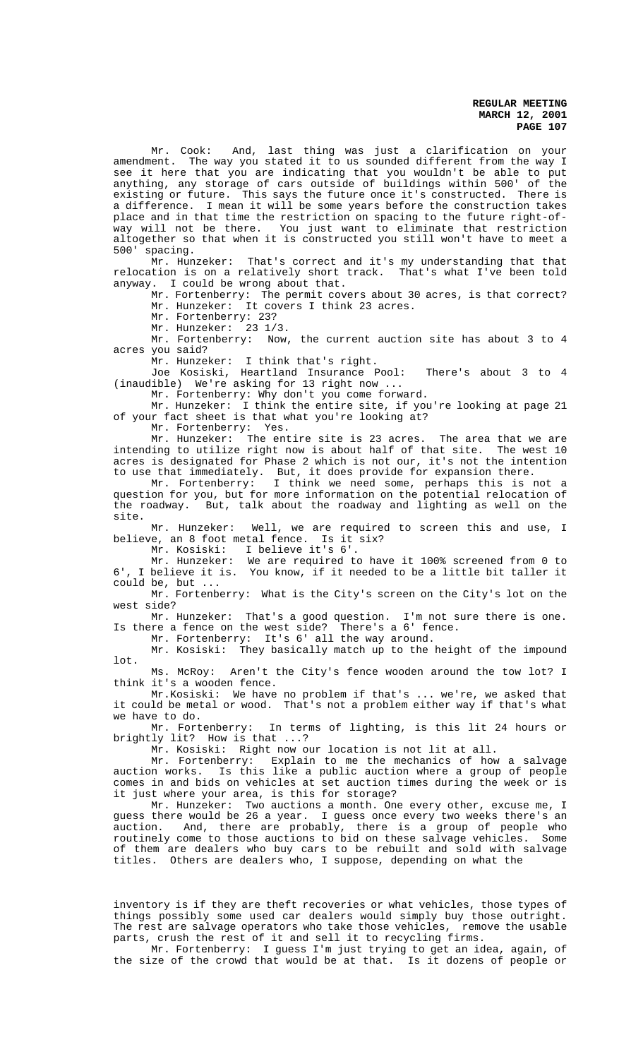Mr. Cook: And, last thing was just a clarification on your amendment. The way you stated it to us sounded different from the way I see it here that you are indicating that you wouldn't be able to put anything, any storage of cars outside of buildings within 500' of the existing or future. This says the future once it's constructed. There is a difference. I mean it will be some years before the construction takes place and in that time the restriction on spacing to the future right-of-way will not be there. You just want to eliminate that restriction altogether so that when it is constructed you still won't have to meet a 500' spacing.

Mr. Hunzeker: That's correct and it's my understanding that that relocation is on a relatively short track. That's what I've been told anyway. I could be wrong about that.

Mr. Fortenberry: The permit covers about 30 acres, is that correct?

Mr. Hunzeker: It covers I think 23 acres.

Mr. Fortenberry: 23?

Mr. Hunzeker: 23 1/3.

Mr. Fortenberry: Now, the current auction site has about 3 to 4 acres you said?

Mr. Hunzeker: I think that's right.

Joe Kosiski, Heartland Insurance Pool: There's about 3 to 4 (inaudible) We're asking for 13 right now ...

Mr. Fortenberry: Why don't you come forward.

Mr. Hunzeker: I think the entire site, if you're looking at page 21 of your fact sheet is that what you're looking at?

Mr. Fortenberry: Yes.

Mr. Hunzeker: The entire site is 23 acres. The area that we are intending to utilize right now is about half of that site. The west 10 acres is designated for Phase 2 which is not our, it's not the intention to use that immediately. But, it does provide for expansion there.

Mr. Fortenberry: I think we need some, perhaps this is not a question for you, but for more information on the potential relocation of the roadway. But, talk about the roadway and lighting as well on the site.

Mr. Hunzeker: Well, we are required to screen this and use, I believe, an 8 foot metal fence. Is it six?

Mr. Kosiski: I believe it's 6'.

Mr. Hunzeker: We are required to have it 100% screened from 0 to 6', I believe it is. You know, if it needed to be a little bit taller it could be, but ...

Mr. Fortenberry: What is the City's screen on the City's lot on the west side?

Mr. Hunzeker: That's a good question. I'm not sure there is one. Is there a fence on the west side? There's a 6' fence.

Mr. Fortenberry: It's 6' all the way around.

Mr. Kosiski: They basically match up to the height of the impound lot.

Ms. McRoy: Aren't the City's fence wooden around the tow lot? I think it's a wooden fence.

Mr.Kosiski: We have no problem if that's ... we're, we asked that it could be metal or wood. That's not a problem either way if that's what we have to do.

Mr. Fortenberry: In terms of lighting, is this lit 24 hours or brightly lit? How is that ...?

Mr. Kosiski: Right now our location is not lit at all.

Mr. Fortenberry: Explain to me the mechanics of how a salvage auction works. Is this like a public auction where a group of people comes in and bids on vehicles at set auction times during the week or is it just where your area, is this for storage?

Mr. Hunzeker: Two auctions a month. One every other, excuse me, I guess there would be 26 a year. I guess once every two weeks there's an auction. And, there are probably, there is a group of people who routinely come to those auctions to bid on these salvage vehicles. Some of them are dealers who buy cars to be rebuilt and sold with salvage titles. Others are dealers who, I suppose, depending on what the inventory is if they are theft recoveries or what vehicles, those types of things possibly some used car dealers would simply buy those outright. The rest are salvage operators who take those vehicles, remove the usable parts, crush the rest of it and sell it to recycling firms.

Mr. Fortenberry: I guess I'm just trying to get an idea, again, of the size of the crowd that would be at that. Is it dozens of people or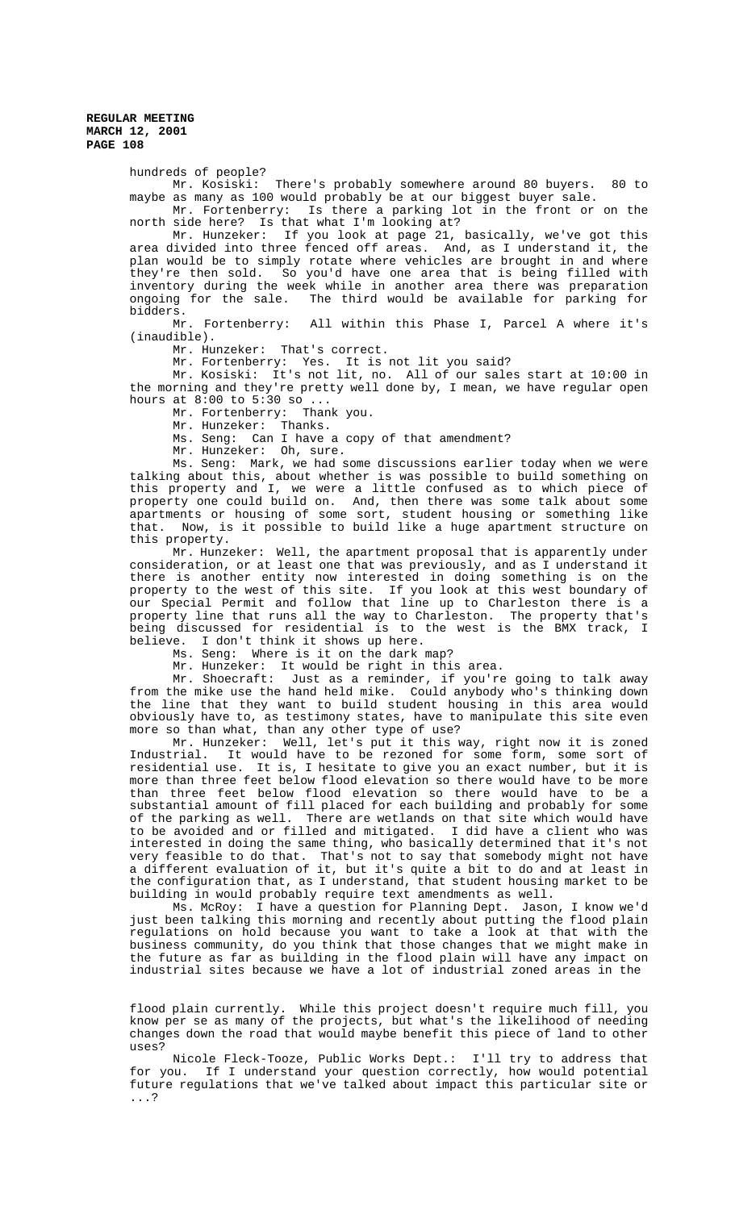hundreds of people?

Mr. Kosiski: There's probably somewhere around 80 buyers. 80 to maybe as many as 100 would probably be at our biggest buyer sale.

Mr. Fortenberry: Is there a parking lot in the front or on the north side here? Is that what I'm looking at?

Mr. Hunzeker: If you look at page 21, basically, we've got this area divided into three fenced off areas. And, as I understand it, the plan would be to simply rotate where vehicles are brought in and where they're then sold. So you'd have one area that is being filled with inventory during the week while in another area there was preparation ongoing for the sale. The third would be available for parking for bidders.

Mr. Fortenberry: All within this Phase I, Parcel A where it's (inaudible).

Mr. Hunzeker: That's correct.

Mr. Fortenberry: Yes. It is not lit you said?

Mr. Kosiski: It's not lit, no. All of our sales start at 10:00 in the morning and they're pretty well done by, I mean, we have regular open hours at 8:00 to 5:30 so ...

Mr. Fortenberry: Thank you.

Mr. Hunzeker: Thanks.

Ms. Seng: Can I have a copy of that amendment?

Mr. Hunzeker: Oh, sure.

Ms. Seng: Mark, we had some discussions earlier today when we were talking about this, about whether is was possible to build something on this property and I, we were a little confused as to which piece of property one could build on. And, then there was some talk about some apartments or housing of some sort, student housing or something like that. Now, is it possible to build like a huge apartment structure on this property.

Mr. Hunzeker: Well, the apartment proposal that is apparently under consideration, or at least one that was previously, and as I understand it there is another entity now interested in doing something is on the property to the west of this site. If you look at this west boundary of our Special Permit and follow that line up to Charleston there is a property line that runs all the way to Charleston. The property that's being discussed for residential is to the west is the BMX track, I believe. I don't think it shows up here.

Ms. Seng: Where is it on the dark map?

Mr. Hunzeker: It would be right in this area.

Mr. Shoecraft: Just as a reminder, if you're going to talk away from the mike use the hand held mike. Could anybody who's thinking down the line that they want to build student housing in this area would obviously have to, as testimony states, have to manipulate this site even more so than what, than any other type of use?

Mr. Hunzeker: Well, let's put it this way, right now it is zoned Industrial. It would have to be rezoned for some form, some sort of residential use. It is, I hesitate to give you an exact number, but it is more than three feet below flood elevation so there would have to be more than three feet below flood elevation so there would have to be a substantial amount of fill placed for each building and probably for some of the parking as well. There are wetlands on that site which would have to be avoided and or filled and mitigated. I did have a client who was interested in doing the same thing, who basically determined that it's not very feasible to do that. That's not to say that somebody might not have a different evaluation of it, but it's quite a bit to do and at least in the configuration that, as I understand, that student housing market to be building in would probably require text amendments as well.

Ms. McRoy: I have a question for Planning Dept. Jason, I know we'd just been talking this morning and recently about putting the flood plain regulations on hold because you want to take a look at that with the business community, do you think that those changes that we might make in the future as far as building in the flood plain will have any impact on industrial sites because we have a lot of industrial zoned areas in the flood plain currently. While this project doesn't require much fill, you know per se as many of the projects, but what's the likelihood of needing changes down the road that would maybe benefit this piece of land to other uses?

Nicole Fleck-Tooze, Public Works Dept.: I'll try to address that for you. If I understand your question correctly, how would potential future regulations that we've talked about impact this particular site or ...?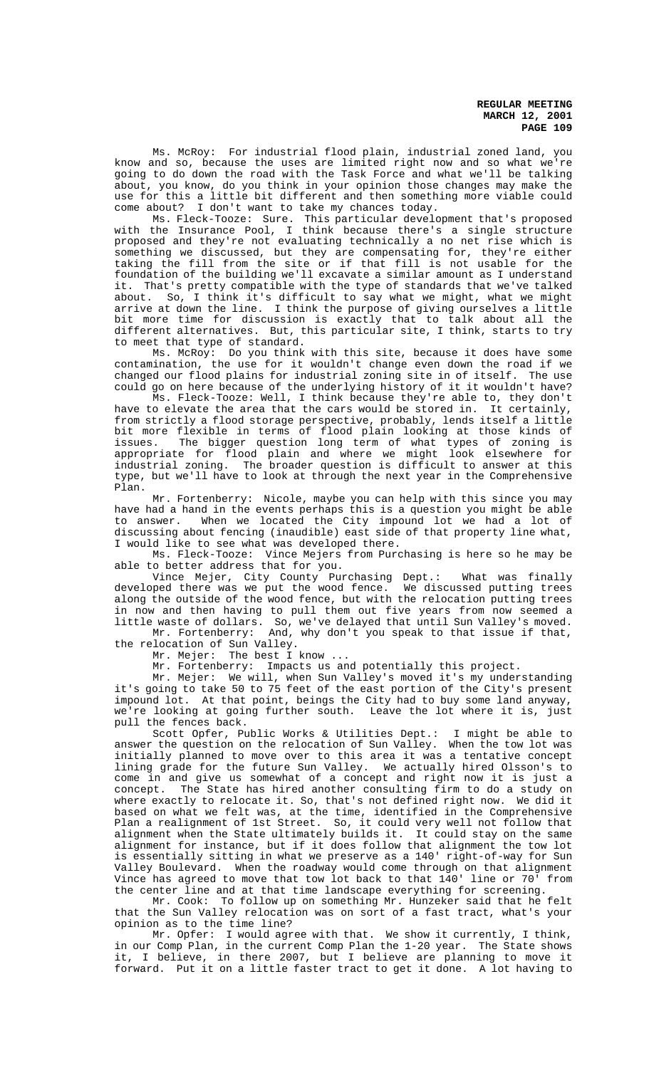Ms. McRoy: For industrial flood plain, industrial zoned land, you know and so, because the uses are limited right now and so what we're going to do down the road with the Task Force and what we'll be talking about, you know, do you think in your opinion those changes may make the use for this a little bit different and then something more viable could come about? I don't want to take my chances today.

Ms. Fleck-Tooze: Sure. This particular development that's proposed with the Insurance Pool, I think because there's a single structure proposed and they're not evaluating technically a no net rise which is something we discussed, but they are compensating for, they're either taking the fill from the site or if that fill is not usable for the foundation of the building we'll excavate a similar amount as I understand it. That's pretty compatible with the type of standards that we've talked about. So, I think it's difficult to say what we might, what we might arrive at down the line. I think the purpose of giving ourselves a little bit more time for discussion is exactly that to talk about all the different alternatives. But, this particular site, I think, starts to try to meet that type of standard.

Ms. McRoy: Do you think with this site, because it does have some contamination, the use for it wouldn't change even down the road if we changed our flood plains for industrial zoning site in of itself. The use could go on here because of the underlying history of it it wouldn't have?

Ms. Fleck-Tooze: Well, I think because they're able to, they don't have to elevate the area that the cars would be stored in. It certainly, from strictly a flood storage perspective, probably, lends itself a little bit more flexible in terms of flood plain looking at those kinds of issues. The bigger question long term of what types of zoning is appropriate for flood plain and where we might look elsewhere for industrial zoning. The broader question is difficult to answer at this type, but we'll have to look at through the next year in the Comprehensive Plan.

Mr. Fortenberry: Nicole, maybe you can help with this since you may have had a hand in the events perhaps this is a question you might be able to answer. When we located the City impound lot we had a lot of discussing about fencing (inaudible) east side of that property line what, I would like to see what was developed there.

Ms. Fleck-Tooze: Vince Mejers from Purchasing is here so he may be able to better address that for you.

Vince Mejer, City County Purchasing Dept.: What was finally developed there was we put the wood fence. We discussed putting trees along the outside of the wood fence, but with the relocation putting trees in now and then having to pull them out five years from now seemed a little waste of dollars. So, we've delayed that until Sun Valley's moved.

Mr. Fortenberry: And, why don't you speak to that issue if that, the relocation of Sun Valley.

Mr. Mejer: The best I know ...

Mr. Fortenberry: Impacts us and potentially this project.

Mr. Mejer: We will, when Sun Valley's moved it's my understanding it's going to take 50 to 75 feet of the east portion of the City's present impound lot. At that point, beings the City had to buy some land anyway, we're looking at going further south. Leave the lot where it is, just pull the fences back.

Scott Opfer, Public Works & Utilities Dept.: I might be able to answer the question on the relocation of Sun Valley. When the tow lot was initially planned to move over to this area it was a tentative concept lining grade for the future Sun Valley. We actually hired Olsson's to come in and give us somewhat of a concept and right now it is just a concept. The State has hired another consulting firm to do a study on where exactly to relocate it. So, that's not defined right now. We did it based on what we felt was, at the time, identified in the Comprehensive Plan a realignment of 1st Street. So, it could very well not follow that alignment when the State ultimately builds it. It could stay on the same alignment for instance, but if it does follow that alignment the tow lot is essentially sitting in what we preserve as a 140' right-of-way for Sun Valley Boulevard. When the roadway would come through on that alignment Vince has agreed to move that tow lot back to that 140' line or 70' from the center line and at that time landscape everything for screening.

Mr. Cook: To follow up on something Mr. Hunzeker said that he felt that the Sun Valley relocation was on sort of a fast tract, what's your opinion as to the time line?

Mr. Opfer: I would agree with that. We show it currently, I think, in our Comp Plan, in the current Comp Plan the 1-20 year. The State shows it, I believe, in there 2007, but I believe are planning to move it forward. Put it on a little faster tract to get it done. A lot having to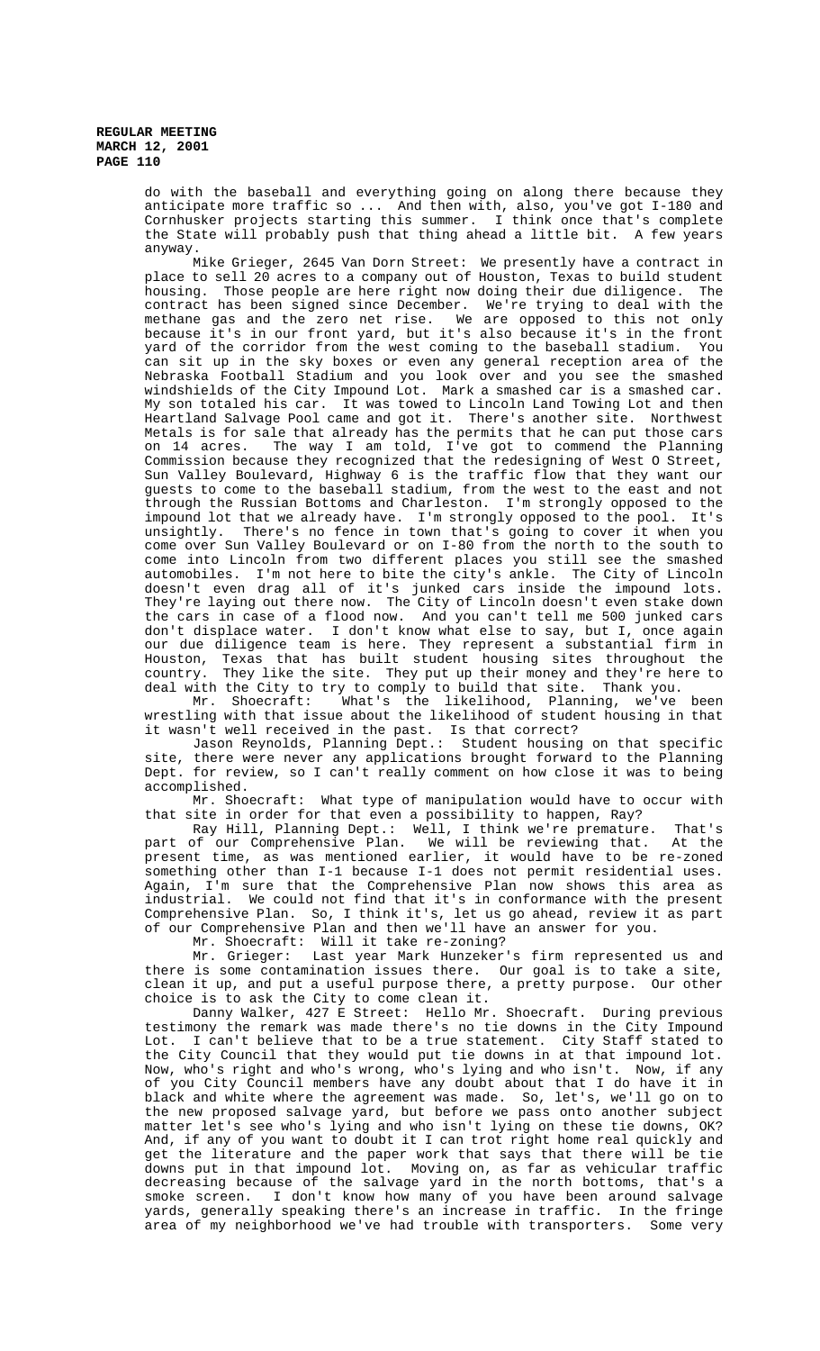do with the baseball and everything going on along there because they anticipate more traffic so ... And then with, also, you've got I-180 and Cornhusker projects starting this summer. I think once that's complete the State will probably push that thing ahead a little bit. A few years anyway.

Mike Grieger, 2645 Van Dorn Street: We presently have a contract in place to sell 20 acres to a company out of Houston, Texas to build student housing. Those people are here right now doing their due diligence. The contract has been signed since December. We're trying to deal with the methane gas and the zero net rise. We are opposed to this not only because it's in our front yard, but it's also because it's in the front yard of the corridor from the west coming to the baseball stadium. You can sit up in the sky boxes or even any general reception area of the Nebraska Football Stadium and you look over and you see the smashed windshields of the City Impound Lot. Mark a smashed car is a smashed car. My son totaled his car. It was towed to Lincoln Land Towing Lot and then Heartland Salvage Pool came and got it. There's another site. Northwest Metals is for sale that already has the permits that he can put those cars on 14 acres. The way I am told, I've got to commend the Planning Commission because they recognized that the redesigning of West O Street, Sun Valley Boulevard, Highway 6 is the traffic flow that they want our guests to come to the baseball stadium, from the west to the east and not through the Russian Bottoms and Charleston. I'm strongly opposed to the impound lot that we already have. I'm strongly opposed to the pool. It's unsightly. There's no fence in town that's going to cover it when you come over Sun Valley Boulevard or on I-80 from the north to the south to come into Lincoln from two different places you still see the smashed automobiles. I'm not here to bite the city's ankle. The City of Lincoln doesn't even drag all of it's junked cars inside the impound lots. They're laying out there now. The City of Lincoln doesn't even stake down the cars in case of a flood now. And you can't tell me 500 junked cars don't displace water. I don't know what else to say, but I, once again our due diligence team is here. They represent a substantial firm in Houston, Texas that has built student housing sites throughout the country. They like the site. They put up their money and they're here to deal with the City to try to comply to build that site. Thank you.

Mr. Shoecraft: What's the likelihood, Planning, we've been wrestling with that issue about the likelihood of student housing in that it wasn't well received in the past. Is that correct?

Jason Reynolds, Planning Dept.: Student housing on that specific site, there were never any applications brought forward to the Planning Dept. for review, so I can't really comment on how close it was to being accomplished.

Mr. Shoecraft: What type of manipulation would have to occur with that site in order for that even a possibility to happen, Ray?

Ray Hill, Planning Dept.: Well, I think we're premature. That's part of our Comprehensive Plan. We will be reviewing that. At the present time, as was mentioned earlier, it would have to be re-zoned something other than I-1 because I-1 does not permit residential uses. Again, I'm sure that the Comprehensive Plan now shows this area as industrial. We could not find that it's in conformance with the present Comprehensive Plan. So, I think it's, let us go ahead, review it as part of our Comprehensive Plan and then we'll have an answer for you.

Mr. Shoecraft: Will it take re-zoning?

Mr. Grieger: Last year Mark Hunzeker's firm represented us and there is some contamination issues there. Our goal is to take a site, clean it up, and put a useful purpose there, a pretty purpose. Our other choice is to ask the City to come clean it.

Danny Walker, 427 E Street: Hello Mr. Shoecraft. During previous testimony the remark was made there's no tie downs in the City Impound Lot. I can't believe that to be a true statement. City Staff stated to the City Council that they would put tie downs in at that impound lot. Now, who's right and who's wrong, who's lying and who isn't. Now, if any of you City Council members have any doubt about that I do have it in black and white where the agreement was made. So, let's, we'll go on to the new proposed salvage yard, but before we pass onto another subject matter let's see who's lying and who isn't lying on these tie downs, OK? And, if any of you want to doubt it I can trot right home real quickly and get the literature and the paper work that says that there will be tie downs put in that impound lot. Moving on, as far as vehicular traffic decreasing because of the salvage yard in the north bottoms, that's a smoke screen. I don't know how many of you have been around salvage yards, generally speaking there's an increase in traffic. In the fringe area of my neighborhood we've had trouble with transporters. Some very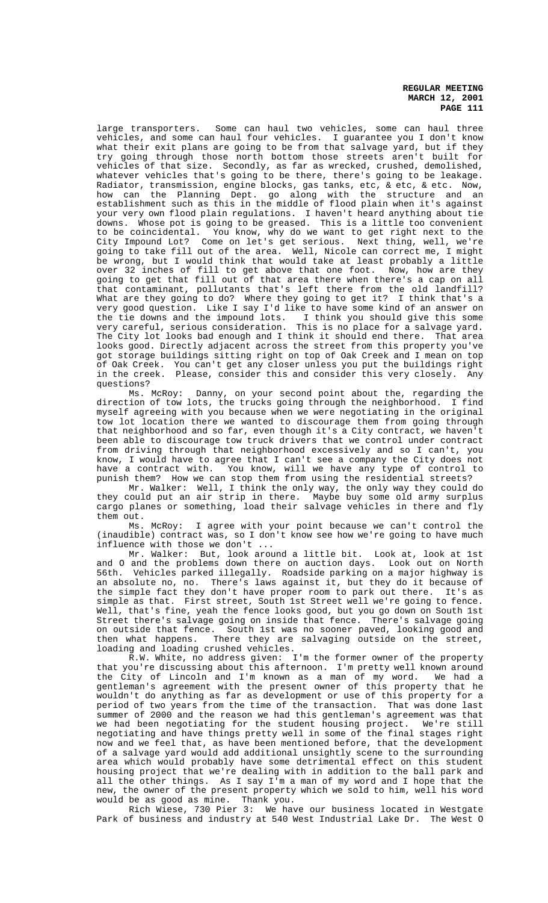large transporters. Some can haul two vehicles, some can haul three vehicles, and some can haul four vehicles. I guarantee you I don't know what their exit plans are going to be from that salvage yard, but if they try going through those north bottom those streets aren't built for vehicles of that size. Secondly, as far as wrecked, crushed, demolished, whatever vehicles that's going to be there, there's going to be leakage. Radiator, transmission, engine blocks, gas tanks, etc, & etc, & etc. Now, how can the Planning Dept. go along with the structure and an establishment such as this in the middle of flood plain when it's against your very own flood plain regulations. I haven't heard anything about tie downs. Whose pot is going to be greased. This is a little too convenient to be coincidental. You know, why do we want to get right next to the City Impound Lot? Come on let's get serious. Next thing, well, we're going to take fill out of the area. Well, Nicole can correct me, I might be wrong, but I would think that would take at least probably a little over 32 inches of fill to get above that one foot. Now, how are they going to get that fill out of that area there when there's a cap on all that contaminant, pollutants that's left there from the old landfill? What are they going to do? Where they going to get it? I think that's a very good question. Like I say I'd like to have some kind of an answer on the tie downs and the impound lots. I think you should give this some very careful, serious consideration. This is no place for a salvage yard. The City lot looks bad enough and I think it should end there. That area looks good. Directly adjacent across the street from this property you've got storage buildings sitting right on top of Oak Creek and I mean on top of Oak Creek. You can't get any closer unless you put the buildings right in the creek. Please, consider this and consider this very closely. Any questions?

Ms. McRoy: Danny, on your second point about the, regarding the direction of tow lots, the trucks going through the neighborhood. I find myself agreeing with you because when we were negotiating in the original tow lot location there we wanted to discourage them from going through that neighborhood and so far, even though it's a City contract, we haven't been able to discourage tow truck drivers that we control under contract from driving through that neighborhood excessively and so I can't, you know, I would have to agree that I can't see a company the City does not have a contract with. You know, will we have any type of control to punish them? How we can stop them from using the residential streets?

Mr. Walker: Well, I think the only way, the only way they could do they could put an air strip in there. Maybe buy some old army surplus cargo planes or something, load their salvage vehicles in there and fly them out.

Ms. McRoy: I agree with your point because we can't control the (inaudible) contract was, so I don't know see how we're going to have much influence with those we don't ...

Mr. Walker: But, look around a little bit. Look at, look at 1st and O and the problems down there on auction days. Look out on North 56th. Vehicles parked illegally. Roadside parking on a major highway is an absolute no, no. There's laws against it, but they do it because of the simple fact they don't have proper room to park out there. It's as simple as that. First street, South 1st Street well we're going to fence. Well, that's fine, yeah the fence looks good, but you go down on South 1st Street there's salvage going on inside that fence. There's salvage going on outside that fence. South 1st was no sooner paved, looking good and then what happens. There they are salvaging outside on the street, loading and loading crushed vehicles.

R.W. White, no address given: I'm the former owner of the property that you're discussing about this afternoon. I'm pretty well known around the City of Lincoln and I'm known as a man of my word. We had a gentleman's agreement with the present owner of this property that he wouldn't do anything as far as development or use of this property for a period of two years from the time of the transaction. That was done last summer of 2000 and the reason we had this gentleman's agreement was that we had been negotiating for the student housing project. We're still negotiating and have things pretty well in some of the final stages right now and we feel that, as have been mentioned before, that the development of a salvage yard would add additional unsightly scene to the surrounding area which would probably have some detrimental effect on this student housing project that we're dealing with in addition to the ball park and all the other things. As I say I'm a man of my word and I hope that the new, the owner of the present property which we sold to him, well his word would be as good as mine. Thank you.

Rich Wiese, 730 Pier 3: We have our business located in Westgate Park of business and industry at 540 West Industrial Lake Dr. The West O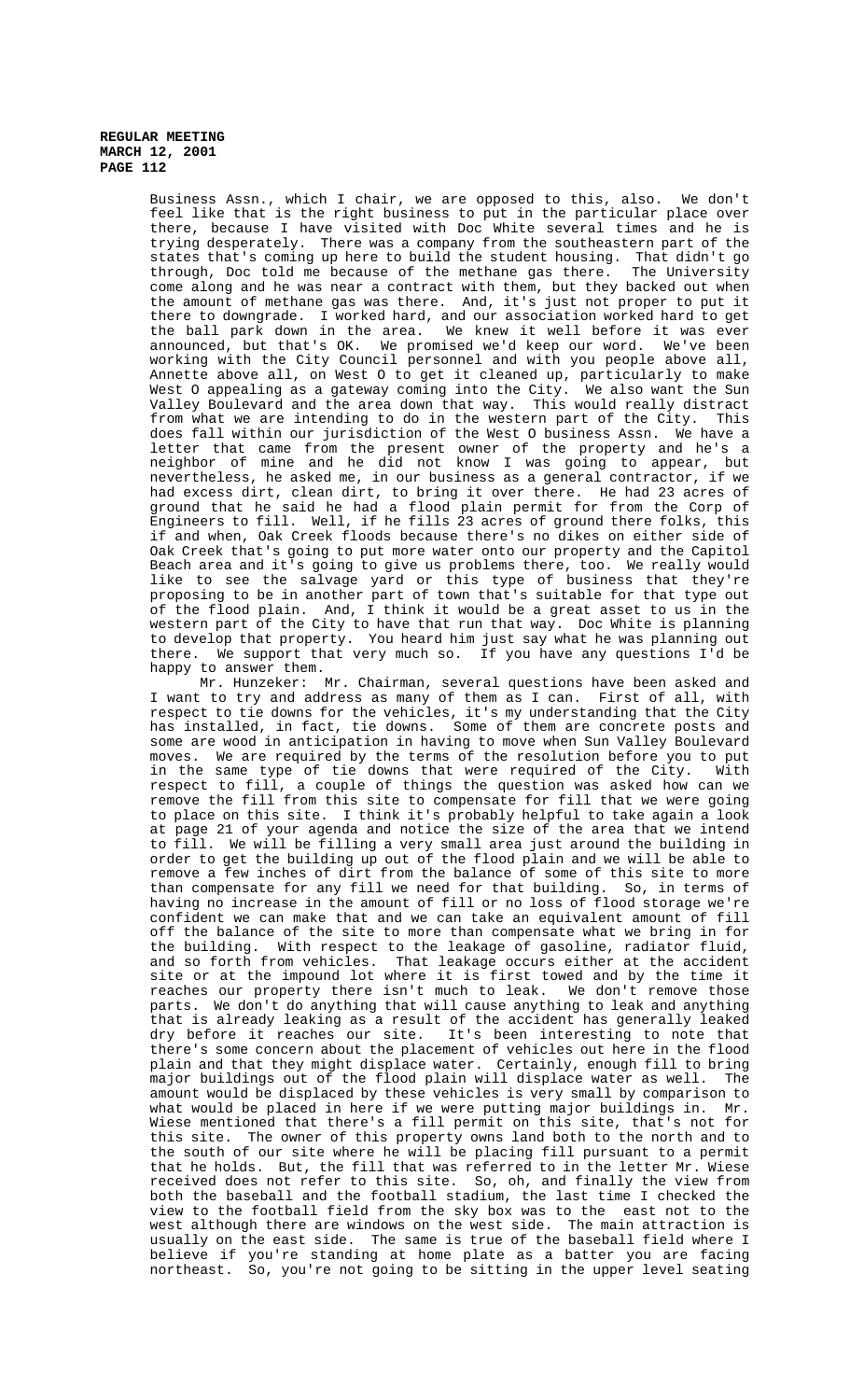Business Assn., which I chair, we are opposed to this, also. We don't feel like that is the right business to put in the particular place over there, because I have visited with Doc White several times and he is trying desperately. There was a company from the southeastern part of the states that's coming up here to build the student housing. That didn't go through, Doc told me because of the methane gas there. The University come along and he was near a contract with them, but they backed out when the amount of methane gas was there. And, it's just not proper to put it there to downgrade. I worked hard, and our association worked hard to get the ball park down in the area. We knew it well before it was ever announced, but that's OK. We promised we'd keep our word. We've been working with the City Council personnel and with you people above all, Annette above all, on West O to get it cleaned up, particularly to make West O appealing as a gateway coming into the City. We also want the Sun Valley Boulevard and the area down that way. This would really distract from what we are intending to do in the western part of the City. This does fall within our jurisdiction of the West O business Assn. We have a letter that came from the present owner of the property and he's a neighbor of mine and he did not know I was going to appear, but nevertheless, he asked me, in our business as a general contractor, if we had excess dirt, clean dirt, to bring it over there. He had 23 acres of ground that he said he had a flood plain permit for from the Corp of Engineers to fill. Well, if he fills 23 acres of ground there folks, this if and when, Oak Creek floods because there's no dikes on either side of Oak Creek that's going to put more water onto our property and the Capitol Beach area and it's going to give us problems there, too. We really would like to see the salvage yard or this type of business that they're proposing to be in another part of town that's suitable for that type out of the flood plain. And, I think it would be a great asset to us in the western part of the City to have that run that way. Doc White is planning to develop that property. You heard him just say what he was planning out there. We support that very much so. If you have any questions I'd be happy to answer them.

Mr. Hunzeker: Mr. Chairman, several questions have been asked and I want to try and address as many of them as I can. First of all, with respect to tie downs for the vehicles, it's my understanding that the City has installed, in fact, tie downs. Some of them are concrete posts and some are wood in anticipation in having to move when Sun Valley Boulevard moves. We are required by the terms of the resolution before you to put in the same type of tie downs that were required of the City. With respect to fill, a couple of things the question was asked how can we remove the fill from this site to compensate for fill that we were going to place on this site. I think it's probably helpful to take again a look at page 21 of your agenda and notice the size of the area that we intend to fill. We will be filling a very small area just around the building in order to get the building up out of the flood plain and we will be able to remove a few inches of dirt from the balance of some of this site to more than compensate for any fill we need for that building. So, in terms of having no increase in the amount of fill or no loss of flood storage we're confident we can make that and we can take an equivalent amount of fill off the balance of the site to more than compensate what we bring in for the building. With respect to the leakage of gasoline, radiator fluid, and so forth from vehicles. That leakage occurs either at the accident site or at the impound lot where it is first towed and by the time it reaches our property there isn't much to leak. We don't remove those parts. We don't do anything that will cause anything to leak and anything that is already leaking as a result of the accident has generally leaked dry before it reaches our site. It's been interesting to note that there's some concern about the placement of vehicles out here in the flood plain and that they might displace water. Certainly, enough fill to bring major buildings out of the flood plain will displace water as well. The amount would be displaced by these vehicles is very small by comparison to what would be placed in here if we were putting major buildings in. Mr. Wiese mentioned that there's a fill permit on this site, that's not for this site. The owner of this property owns land both to the north and to the south of our site where he will be placing fill pursuant to a permit that he holds. But, the fill that was referred to in the letter Mr. Wiese received does not refer to this site. So, oh, and finally the view from both the baseball and the football stadium, the last time I checked the view to the football field from the sky box was to the east not to the west although there are windows on the west side. The main attraction is usually on the east side. The same is true of the baseball field where I believe if you're standing at home plate as a batter you are facing northeast. So, you're not going to be sitting in the upper level seating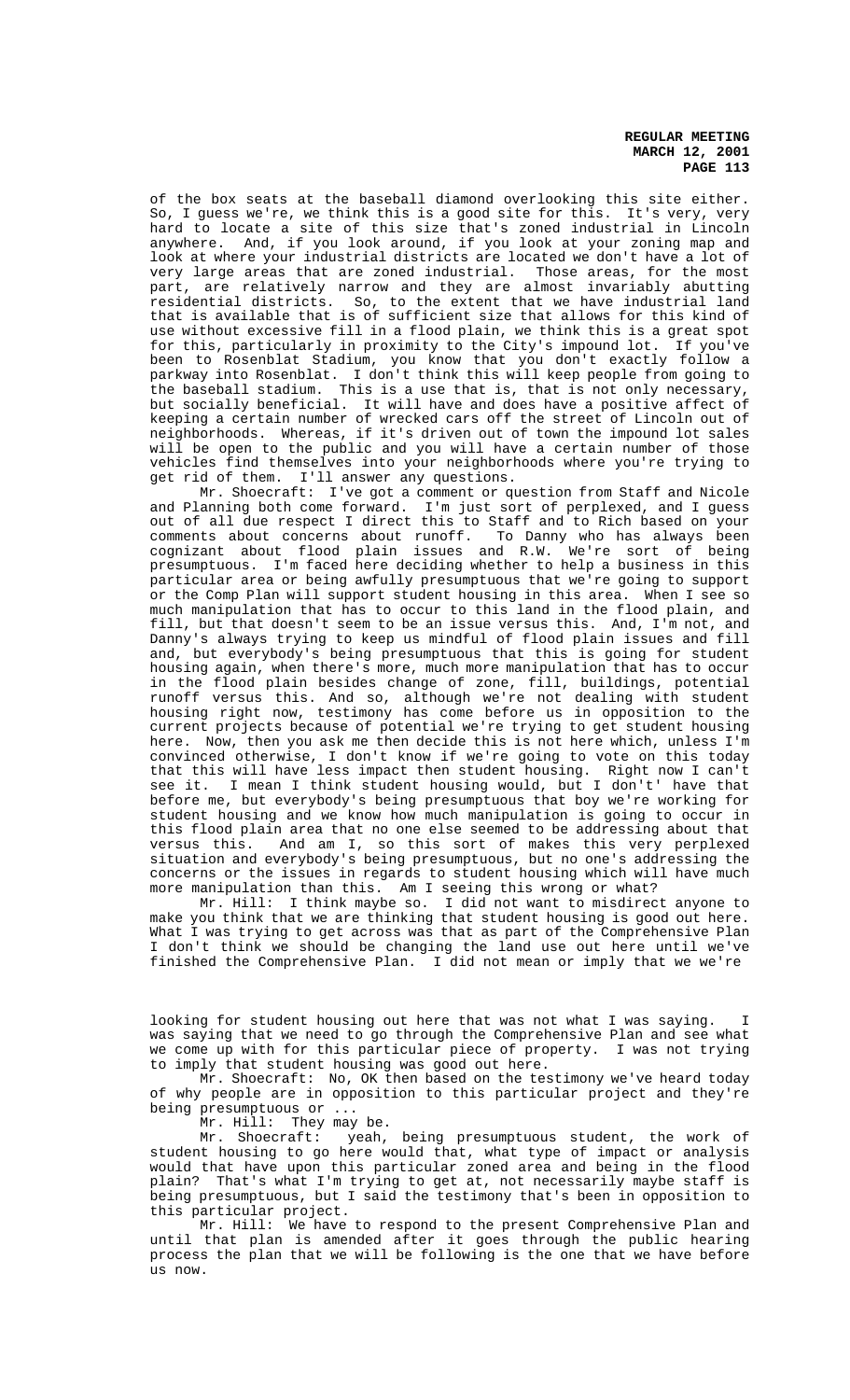of the box seats at the baseball diamond overlooking this site either. So, I guess we're, we think this is a good site for this. It's very, very hard to locate a site of this size that's zoned industrial in Lincoln anywhere. And, if you look around, if you look at your zoning map and look at where your industrial districts are located we don't have a lot of very large areas that are zoned industrial. Those areas, for the most part, are relatively narrow and they are almost invariably abutting residential districts. So, to the extent that we have industrial land that is available that is of sufficient size that allows for this kind of use without excessive fill in a flood plain, we think this is a great spot for this, particularly in proximity to the City's impound lot. If you've been to Rosenblat Stadium, you know that you don't exactly follow a parkway into Rosenblat. I don't think this will keep people from going to the baseball stadium. This is a use that is, that is not only necessary, but socially beneficial. It will have and does have a positive affect of keeping a certain number of wrecked cars off the street of Lincoln out of neighborhoods. Whereas, if it's driven out of town the impound lot sales will be open to the public and you will have a certain number of those vehicles find themselves into your neighborhoods where you're trying to get rid of them. I'll answer any questions.

Mr. Shoecraft: I've got a comment or question from Staff and Nicole and Planning both come forward. I'm just sort of perplexed, and I guess out of all due respect I direct this to Staff and to Rich based on your comments about concerns about runoff. To Danny who has always been cognizant about flood plain issues and R.W. We're sort of being presumptuous. I'm faced here deciding whether to help a business in this particular area or being awfully presumptuous that we're going to support or the Comp Plan will support student housing in this area. When I see so much manipulation that has to occur to this land in the flood plain, and fill, but that doesn't seem to be an issue versus this. And, I'm not, and Danny's always trying to keep us mindful of flood plain issues and fill and, but everybody's being presumptuous that this is going for student housing again, when there's more, much more manipulation that has to occur in the flood plain besides change of zone, fill, buildings, potential runoff versus this. And so, although we're not dealing with student housing right now, testimony has come before us in opposition to the current projects because of potential we're trying to get student housing here. Now, then you ask me then decide this is not here which, unless I'm convinced otherwise, I don't know if we're going to vote on this today that this will have less impact then student housing. Right now I can't see it. I mean I think student housing would, but I don't' have that before me, but everybody's being presumptuous that boy we're working for student housing and we know how much manipulation is going to occur in this flood plain area that no one else seemed to be addressing about that versus this. And am I, so this sort of makes this very perplexed situation and everybody's being presumptuous, but no one's addressing the concerns or the issues in regards to student housing which will have much more manipulation than this. Am I seeing this wrong or what?

Mr. Hill: I think maybe so. I did not want to misdirect anyone to make you think that we are thinking that student housing is good out here. What I was trying to get across was that as part of the Comprehensive Plan I don't think we should be changing the land use out here until we've finished the Comprehensive Plan. I did not mean or imply that we we're looking for student housing out here that was not what I was saying. I was saying that we need to go through the Comprehensive Plan and see what we come up with for this particular piece of property. I was not trying to imply that student housing was good out here.

Mr. Shoecraft: No, OK then based on the testimony we've heard today of why people are in opposition to this particular project and they're being presumptuous or ...

Mr. Hill: They may be.

Mr. Shoecraft: yeah, being presumptuous student, the work of student housing to go here would that, what type of impact or analysis would that have upon this particular zoned area and being in the flood plain? That's what I'm trying to get at, not necessarily maybe staff is being presumptuous, but I said the testimony that's been in opposition to this particular project.

Mr. Hill: We have to respond to the present Comprehensive Plan and until that plan is amended after it goes through the public hearing process the plan that we will be following is the one that we have before us now.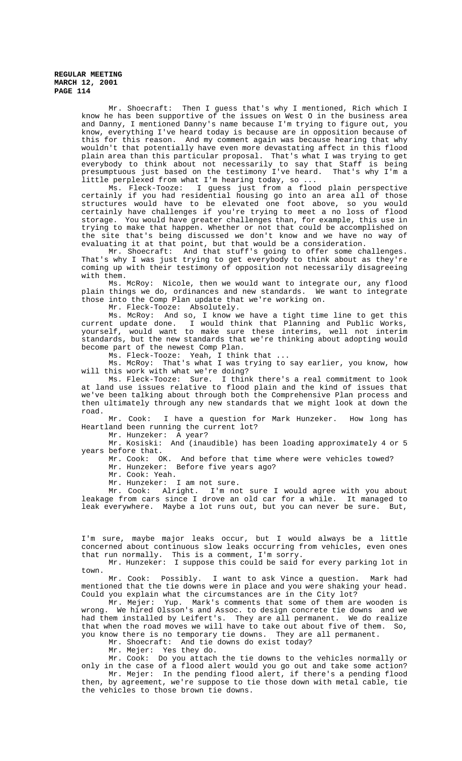Mr. Shoecraft: Then I guess that's why I mentioned, Rich which I know he has been supportive of the issues on West O in the business area and Danny, I mentioned Danny's name because I'm trying to figure out, you know, everything I've heard today is because are in opposition because of this for this reason. And my comment again was because hearing that why wouldn't that potentially have even more devastating affect in this flood plain area than this particular proposal. That's what I was trying to get everybody to think about not necessarily to say that Staff is being presumptuous just based on the testimony I've heard. That's why I'm a little perplexed from what I'm hearing today, so ...

Ms. Fleck-Tooze: I guess just from a flood plain perspective certainly if you had residential housing go into an area all of those structures would have to be elevated one foot above, so you would certainly have challenges if you're trying to meet a no loss of flood storage. You would have greater challenges than, for example, this use in trying to make that happen. Whether or not that could be accomplished on the site that's being discussed we don't know and we have no way of evaluating it at that point, but that would be a consideration.

Mr. Shoecraft: And that stuff's going to offer some challenges. That's why I was just trying to get everybody to think about as they're coming up with their testimony of opposition not necessarily disagreeing with them.

Ms. McRoy: Nicole, then we would want to integrate our, any flood plain things we do, ordinances and new standards. We want to integrate those into the Comp Plan update that we're working on.

Mr. Fleck-Tooze: Absolutely.

Ms. McRoy: And so, I know we have a tight time line to get this current update done. I would think that Planning and Public Works, yourself, would want to make sure these interims, well not interim standards, but the new standards that we're thinking about adopting would become part of the newest Comp Plan.

Ms. Fleck-Tooze: Yeah, I think that ...

Ms. McRoy: That's what I was trying to say earlier, you know, how will this work with what we're doing?

Ms. Fleck-Tooze: Sure. I think there's a real commitment to look at land use issues relative to flood plain and the kind of issues that we've been talking about through both the Comprehensive Plan process and then ultimately through any new standards that we might look at down the road.

Mr. Cook: I have a question for Mark Hunzeker. How long has Heartland been running the current lot?

Mr. Hunzeker: A year?

Mr. Kosiski: And (inaudible) has been loading approximately 4 or 5 years before that.

Mr. Cook: OK. And before that time where were vehicles towed?

Mr. Hunzeker: Before five years ago?

Mr. Cook: Yeah.

Mr. Hunzeker: I am not sure.

Mr. Cook: Alright. I'm not sure I would agree with you about leakage from cars since I drove an old car for a while. It managed to leak everywhere. Maybe a lot runs out, but you can never be sure. But, I'm sure, maybe major leaks occur, but I would always be a little concerned about continuous slow leaks occurring from vehicles, even ones that run normally. This is a comment, I'm sorry.

Mr. Hunzeker: I suppose this could be said for every parking lot in town.

Mr. Cook: Possibly. I want to ask Vince a question. Mark had mentioned that the tie downs were in place and you were shaking your head. Could you explain what the circumstances are in the City lot?

Mr. Mejer: Yup. Mark's comments that some of them are wooden is wrong. We hired Olsson's and Assoc. to design concrete tie downs and we had them installed by Leifert's. They are all permanent. We do realize that when the road moves we will have to take out about five of them. So, you know there is no temporary tie downs. They are all permanent.

Mr. Shoecraft: And tie downs do exist today?

Mr. Mejer: Yes they do.

Mr. Cook: Do you attach the tie downs to the vehicles normally or only in the case of a flood alert would you go out and take some action?

Mr. Mejer: In the pending flood alert, if there's a pending flood then, by agreement, we're suppose to tie those down with metal cable, tie the vehicles to those brown tie downs.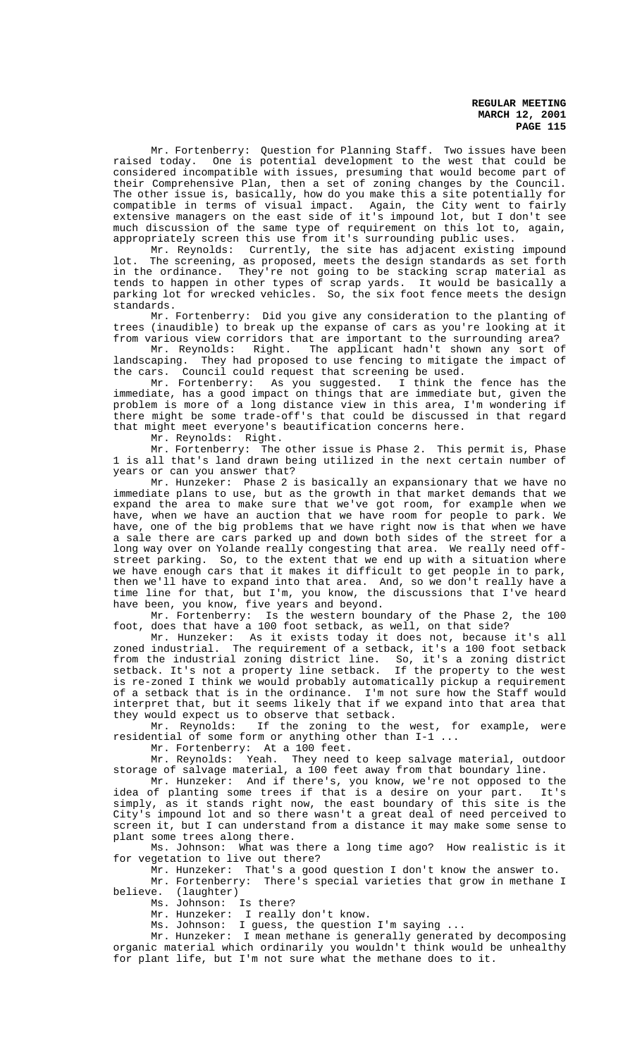Mr. Fortenberry: Question for Planning Staff. Two issues have been raised today. One is potential development to the west that could be considered incompatible with issues, presuming that would become part of their Comprehensive Plan, then a set of zoning changes by the Council. The other issue is, basically, how do you make this a site potentially for compatible in terms of visual impact. Again, the City went to fairly extensive managers on the east side of it's impound lot, but I don't see much discussion of the same type of requirement on this lot to, again, appropriately screen this use from it's surrounding public uses.

Mr. Reynolds: Currently, the site has adjacent existing impound lot. The screening, as proposed, meets the design standards as set forth in the ordinance. They're not going to be stacking scrap material as tends to happen in other types of scrap yards. It would be basically a parking lot for wrecked vehicles. So, the six foot fence meets the design standards.

Mr. Fortenberry: Did you give any consideration to the planting of trees (inaudible) to break up the expanse of cars as you're looking at it from various view corridors that are important to the surrounding area?

Mr. Reynolds: Right. The applicant hadn't shown any sort of landscaping. They had proposed to use fencing to mitigate the impact of the cars. Council could request that screening be used.

Mr. Fortenberry: As you suggested. I think the fence has the immediate, has a good impact on things that are immediate but, given the problem is more of a long distance view in this area, I'm wondering if there might be some trade-off's that could be discussed in that regard that might meet everyone's beautification concerns here.

Mr. Reynolds: Right.

Mr. Fortenberry: The other issue is Phase 2. This permit is, Phase 1 is all that's land drawn being utilized in the next certain number of years or can you answer that?

Mr. Hunzeker: Phase 2 is basically an expansionary that we have no immediate plans to use, but as the growth in that market demands that we expand the area to make sure that we've got room, for example when we have, when we have an auction that we have room for people to park. We have, one of the big problems that we have right now is that when we have a sale there are cars parked up and down both sides of the street for a long way over on Yolande really congesting that area. We really need off-street parking. So, to the extent that we end up with a situation where we have enough cars that it makes it difficult to get people in to park, then we'll have to expand into that area. And, so we don't really have a time line for that, but I'm, you know, the discussions that I've heard have been, you know, five years and beyond.

Mr. Fortenberry: Is the western boundary of the Phase 2, the 100 foot, does that have a 100 foot setback, as well, on that side?

Mr. Hunzeker: As it exists today it does not, because it's all zoned industrial. The requirement of a setback, it's a 100 foot setback from the industrial zoning district line. So, it's a zoning district setback. It's not a property line setback. If the property to the west is re-zoned I think we would probably automatically pickup a requirement of a setback that is in the ordinance. I'm not sure how the Staff would interpret that, but it seems likely that if we expand into that area that they would expect us to observe that setback.

Mr. Reynolds: If the zoning to the west, for example, were residential of some form or anything other than I-1 ...

Mr. Fortenberry: At a 100 feet.

Mr. Reynolds: Yeah. They need to keep salvage material, outdoor storage of salvage material, a 100 feet away from that boundary line.

Mr. Hunzeker: And if there's, you know, we're not opposed to the idea of planting some trees if that is a desire on your part. It's simply, as it stands right now, the east boundary of this site is the City's impound lot and so there wasn't a great deal of need perceived to screen it, but I can understand from a distance it may make some sense to plant some trees along there.

Ms. Johnson: What was there a long time ago? How realistic is it for vegetation to live out there?

Mr. Hunzeker: That's a good question I don't know the answer to.

Mr. Fortenberry: There's special varieties that grow in methane I believe. (laughter)

Ms. Johnson: Is there?

Mr. Hunzeker: I really don't know.

Ms. Johnson: I guess, the question I'm saying ...

Mr. Hunzeker: I mean methane is generally generated by decomposing organic material which ordinarily you wouldn't think would be unhealthy for plant life, but I'm not sure what the methane does to it.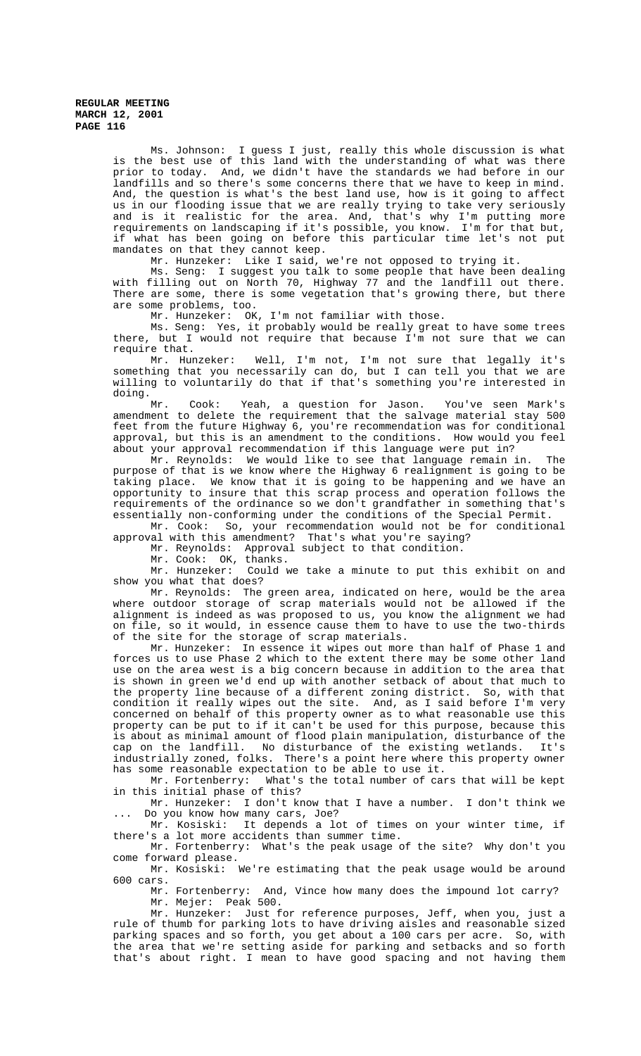Ms. Johnson: I guess I just, really this whole discussion is what is the best use of this land with the understanding of what was there prior to today. And, we didn't have the standards we had before in our landfills and so there's some concerns there that we have to keep in mind. And, the question is what's the best land use, how is it going to affect us in our flooding issue that we are really trying to take very seriously and is it realistic for the area. And, that's why I'm putting more requirements on landscaping if it's possible, you know. I'm for that but, if what has been going on before this particular time let's not put mandates on that they cannot keep.

Mr. Hunzeker: Like I said, we're not opposed to trying it.

Ms. Seng: I suggest you talk to some people that have been dealing with filling out on North 70, Highway 77 and the landfill out there. There are some, there is some vegetation that's growing there, but there are some problems, too.

Mr. Hunzeker: OK, I'm not familiar with those.

Ms. Seng: Yes, it probably would be really great to have some trees there, but I would not require that because I'm not sure that we can require that.

Mr. Hunzeker: Well, I'm not, I'm not sure that legally it's something that you necessarily can do, but I can tell you that we are willing to voluntarily do that if that's something you're interested in doing.

Mr. Cook: Yeah, a question for Jason. You've seen Mark's amendment to delete the requirement that the salvage material stay 500 feet from the future Highway 6, you're recommendation was for conditional approval, but this is an amendment to the conditions. How would you feel about your approval recommendation if this language were put in?

Mr. Reynolds: We would like to see that language remain in. The purpose of that is we know where the Highway 6 realignment is going to be taking place. We know that it is going to be happening and we have an opportunity to insure that this scrap process and operation follows the requirements of the ordinance so we don't grandfather in something that's essentially non-conforming under the conditions of the Special Permit.

Mr. Cook: So, your recommendation would not be for conditional approval with this amendment? That's what you're saying?

Mr. Reynolds: Approval subject to that condition.

Mr. Cook: OK, thanks.

Mr. Hunzeker: Could we take a minute to put this exhibit on and show you what that does?

Mr. Reynolds: The green area, indicated on here, would be the area where outdoor storage of scrap materials would not be allowed if the alignment is indeed as was proposed to us, you know the alignment we had on file, so it would, in essence cause them to have to use the two-thirds of the site for the storage of scrap materials.

Mr. Hunzeker: In essence it wipes out more than half of Phase 1 and forces us to use Phase 2 which to the extent there may be some other land use on the area west is a big concern because in addition to the area that is shown in green we'd end up with another setback of about that much to the property line because of a different zoning district. So, with that condition it really wipes out the site. And, as I said before I'm very concerned on behalf of this property owner as to what reasonable use this property can be put to if it can't be used for this purpose, because this is about as minimal amount of flood plain manipulation, disturbance of the cap on the landfill. No disturbance of the existing wetlands. It's industrially zoned, folks. There's a point here where this property owner has some reasonable expectation to be able to use it.

Mr. Fortenberry: What's the total number of cars that will be kept in this initial phase of this?

Mr. Hunzeker: I don't know that I have a number. I don't think we ... Do you know how many cars, Joe?

Mr. Kosiski: It depends a lot of times on your winter time, if there's a lot more accidents than summer time.

Mr. Fortenberry: What's the peak usage of the site? Why don't you come forward please.

Mr. Kosiski: We're estimating that the peak usage would be around 600 cars.

Mr. Fortenberry: And, Vince how many does the impound lot carry?

Mr. Mejer: Peak 500.

Mr. Hunzeker: Just for reference purposes, Jeff, when you, just a rule of thumb for parking lots to have driving aisles and reasonable sized parking spaces and so forth, you get about a 100 cars per acre. So, with the area that we're setting aside for parking and setbacks and so forth that's about right. I mean to have good spacing and not having them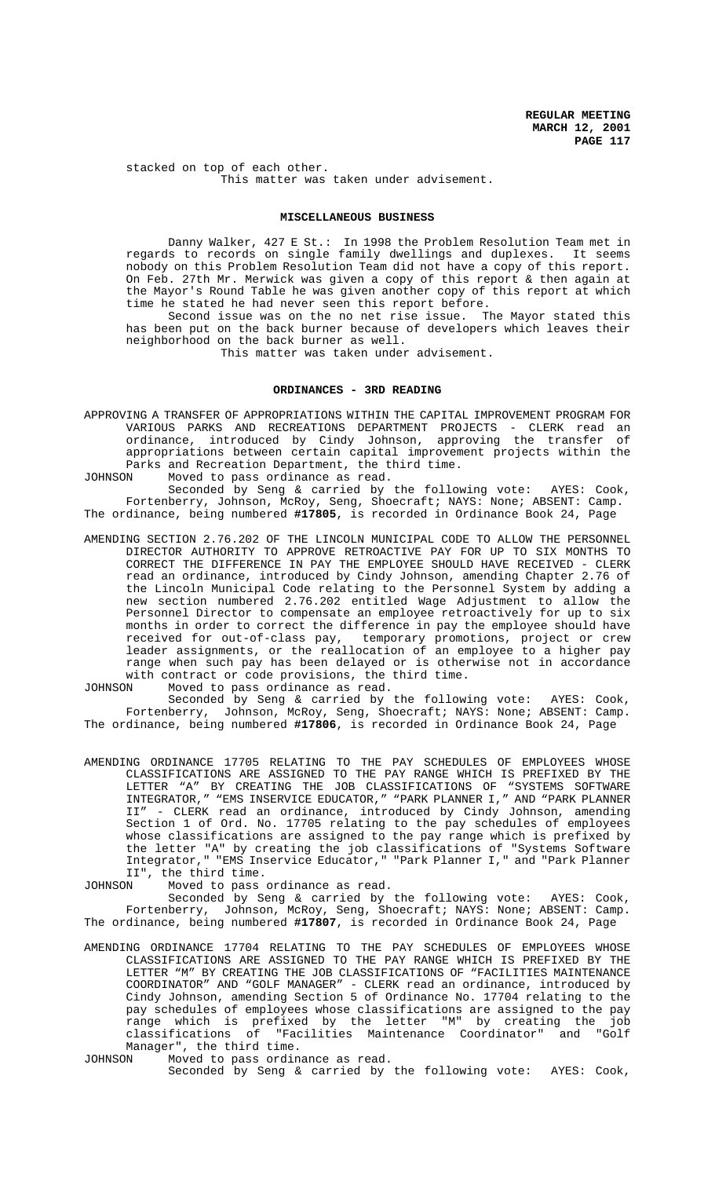stacked on top of each other.

This matter was taken under advisement.

## MISCELLANEOUS BUSINESS

Danny Walker, 427 E St.: In 1998 the Problem Resolution Team met in regards to records on single family dwellings and duplexes. It seems nobody on this Problem Resolution Team did not have a copy of this report. On Feb. 27th Mr. Merwick was given a copy of this report & then again at the Mayor's Round Table he was given another copy of this report at which time he stated he had never seen this report before.

Second issue was on the no net rise issue. The Mayor stated this has been put on the back burner because of developers which leaves their neighborhood on the back burner as well.

This matter was taken under advisement.

## ORDINANCES - 3RD READING

APPROVING A TRANSFER OF APPROPRIATIONS WITHIN THE CAPITAL IMPROVEMENT PROGRAM FOR VARIOUS PARKS AND RECREATIONS DEPARTMENT PROJECTS - CLERK read an ordinance, introduced by Cindy Johnson, approving the transfer of appropriations between certain capital improvement projects within the Parks and Recreation Department, the third time.

JOHNSON Moved to pass ordinance as read.

Seconded by Seng & carried by the following vote: AYES: Cook, Fortenberry, Johnson, McRoy, Seng, Shoecraft; NAYS: None; ABSENT: Camp.

The ordinance, being numbered **#17805**, is recorded in Ordinance Book 24, Page

AMENDING SECTION 2.76.202 OF THE LINCOLN MUNICIPAL CODE TO ALLOW THE PERSONNEL DIRECTOR AUTHORITY TO APPROVE RETROACTIVE PAY FOR UP TO SIX MONTHS TO CORRECT THE DIFFERENCE IN PAY THE EMPLOYEE SHOULD HAVE RECEIVED - CLERK read an ordinance, introduced by Cindy Johnson, amending Chapter 2.76 of the Lincoln Municipal Code relating to the Personnel System by adding a new section numbered 2.76.202 entitled Wage Adjustment to allow the Personnel Director to compensate an employee retroactively for up to six months in order to correct the difference in pay the employee should have received for out-of-class pay, temporary promotions, project or crew leader assignments, or the reallocation of an employee to a higher pay range when such pay has been delayed or is otherwise not in accordance with contract or code provisions, the third time.

JOHNSON Moved to pass ordinance as read.

Seconded by Seng & carried by the following vote: AYES: Cook, Fortenberry, Johnson, McRoy, Seng, Shoecraft; NAYS: None; ABSENT: Camp.

The ordinance, being numbered **#17806**, is recorded in Ordinance Book 24, Page

AMENDING ORDINANCE 17705 RELATING TO THE PAY SCHEDULES OF EMPLOYEES WHOSE CLASSIFICATIONS ARE ASSIGNED TO THE PAY RANGE WHICH IS PREFIXED BY THE LETTER "A" BY CREATING THE JOB CLASSIFICATIONS OF "SYSTEMS SOFTWARE INTEGRATOR," "EMS INSERVICE EDUCATOR," "PARK PLANNER I," AND "PARK PLANNER II" - CLERK read an ordinance, introduced by Cindy Johnson, amending Section 1 of Ord. No. 17705 relating to the pay schedules of employees whose classifications are assigned to the pay range which is prefixed by the letter "A" by creating the job classifications of "Systems Software Integrator," "EMS Inservice Educator," "Park Planner I," and "Park Planner II", the third time.

JOHNSON Moved to pass ordinance as read.

Seconded by Seng & carried by the following vote: AYES: Cook, Fortenberry, Johnson, McRoy, Seng, Shoecraft; NAYS: None; ABSENT: Camp.

The ordinance, being numbered **#17807**, is recorded in Ordinance Book 24, Page

AMENDING ORDINANCE 17704 RELATING TO THE PAY SCHEDULES OF EMPLOYEES WHOSE CLASSIFICATIONS ARE ASSIGNED TO THE PAY RANGE WHICH IS PREFIXED BY THE LETTER "M" BY CREATING THE JOB CLASSIFICATIONS OF "FACILITIES MAINTENANCE COORDINATOR" AND "GOLF MANAGER" - CLERK read an ordinance, introduced by Cindy Johnson, amending Section 5 of Ordinance No. 17704 relating to the pay schedules of employees whose classifications are assigned to the pay range which is prefixed by the letter "M" by creating the job classifications of "Facilities Maintenance Coordinator" and "Golf Manager", the third time.

JOHNSON Moved to pass ordinance as read.

Seconded by Seng & carried by the following vote: AYES: Cook,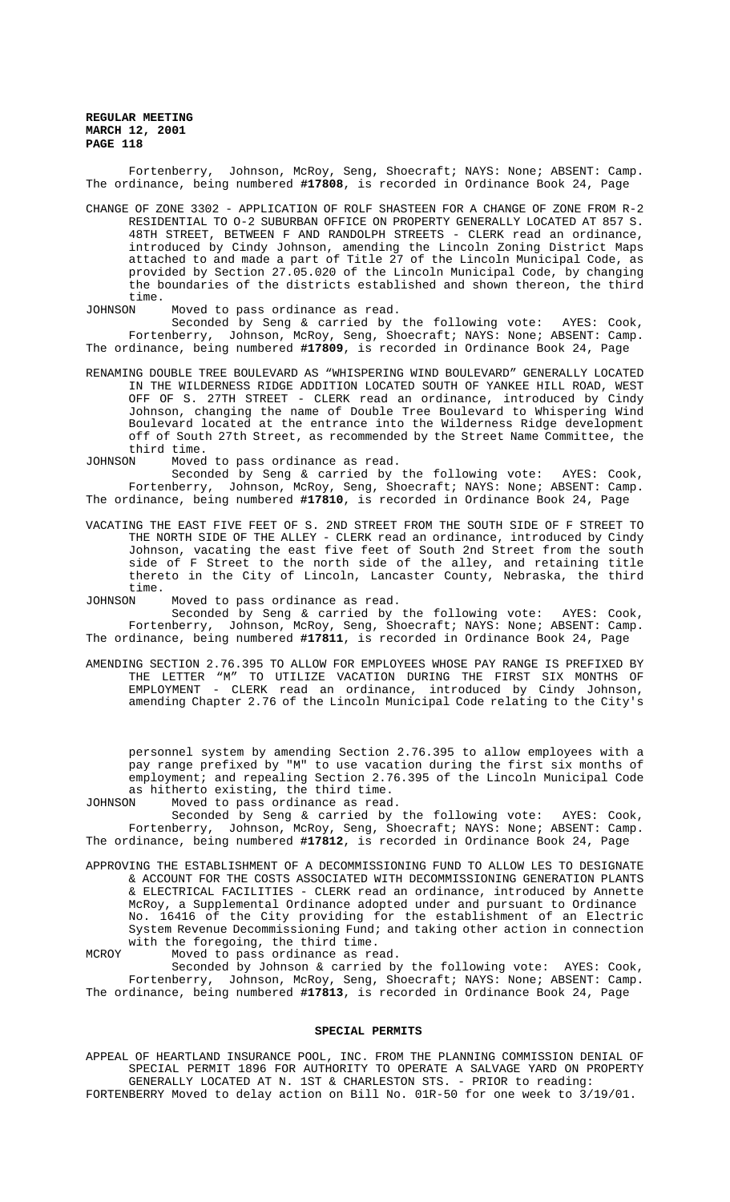Fortenberry, Johnson, McRoy, Seng, Shoecraft; NAYS: None; ABSENT: Camp. The ordinance, being numbered **#17808**, is recorded in Ordinance Book 24, Page

CHANGE OF ZONE 3302 - APPLICATION OF ROLF SHASTEEN FOR A CHANGE OF ZONE FROM R-2 RESIDENTIAL TO O-2 SUBURBAN OFFICE ON PROPERTY GENERALLY LOCATED AT 857 S. 48TH STREET, BETWEEN F AND RANDOLPH STREETS - CLERK read an ordinance, introduced by Cindy Johnson, amending the Lincoln Zoning District Maps attached to and made a part of Title 27 of the Lincoln Municipal Code, as provided by Section 27.05.020 of the Lincoln Municipal Code, by changing the boundaries of the districts established and shown thereon, the third time.

JOHNSON Moved to pass ordinance as read.

Seconded by Seng & carried by the following vote: AYES: Cook, Fortenberry, Johnson, McRoy, Seng, Shoecraft; NAYS: None; ABSENT: Camp. The ordinance, being numbered **#17809**, is recorded in Ordinance Book 24, Page

RENAMING DOUBLE TREE BOULEVARD AS "WHISPERING WIND BOULEVARD" GENERALLY LOCATED IN THE WILDERNESS RIDGE ADDITION LOCATED SOUTH OF YANKEE HILL ROAD, WEST OFF OF S. 27TH STREET - CLERK read an ordinance, introduced by Cindy Johnson, changing the name of Double Tree Boulevard to Whispering Wind Boulevard located at the entrance into the Wilderness Ridge development off of South 27th Street, as recommended by the Street Name Committee, the third time.

JOHNSON Moved to pass ordinance as read.

Seconded by Seng & carried by the following vote: AYES: Cook, Fortenberry, Johnson, McRoy, Seng, Shoecraft; NAYS: None; ABSENT: Camp. The ordinance, being numbered **#17810**, is recorded in Ordinance Book 24, Page

VACATING THE EAST FIVE FEET OF S. 2ND STREET FROM THE SOUTH SIDE OF F STREET TO THE NORTH SIDE OF THE ALLEY - CLERK read an ordinance, introduced by Cindy Johnson, vacating the east five feet of South 2nd Street from the south side of F Street to the north side of the alley, and retaining title thereto in the City of Lincoln, Lancaster County, Nebraska, the third time.

JOHNSON Moved to pass ordinance as read.

Seconded by Seng & carried by the following vote: AYES: Cook, Fortenberry, Johnson, McRoy, Seng, Shoecraft; NAYS: None; ABSENT: Camp. The ordinance, being numbered **#17811**, is recorded in Ordinance Book 24, Page

AMENDING SECTION 2.76.395 TO ALLOW FOR EMPLOYEES WHOSE PAY RANGE IS PREFIXED BY THE LETTER "M" TO UTILIZE VACATION DURING THE FIRST SIX MONTHS OF EMPLOYMENT - CLERK read an ordinance, introduced by Cindy Johnson, amending Chapter 2.76 of the Lincoln Municipal Code relating to the City's personnel system by amending Section 2.76.395 to allow employees with a pay range prefixed by "M" to use vacation during the first six months of employment; and repealing Section 2.76.395 of the Lincoln Municipal Code as hitherto existing, the third time.

JOHNSON Moved to pass ordinance as read.

Seconded by Seng & carried by the following vote: AYES: Cook, Fortenberry, Johnson, McRoy, Seng, Shoecraft; NAYS: None; ABSENT: Camp. The ordinance, being numbered **#17812**, is recorded in Ordinance Book 24, Page

APPROVING THE ESTABLISHMENT OF A DECOMMISSIONING FUND TO ALLOW LES TO DESIGNATE & ACCOUNT FOR THE COSTS ASSOCIATED WITH DECOMMISSIONING GENERATION PLANTS & ELECTRICAL FACILITIES - CLERK read an ordinance, introduced by Annette McRoy, a Supplemental Ordinance adopted under and pursuant to Ordinance No. 16416 of the City providing for the establishment of an Electric System Revenue Decommissioning Fund; and taking other action in connection with the foregoing, the third time.

MCROY Moved to pass ordinance as read.

Seconded by Johnson & carried by the following vote: AYES: Cook, Fortenberry, Johnson, McRoy, Seng, Shoecraft; NAYS: None; ABSENT: Camp. The ordinance, being numbered **#17813**, is recorded in Ordinance Book 24, Page

## SPECIAL PERMITS

APPEAL OF HEARTLAND INSURANCE POOL, INC. FROM THE PLANNING COMMISSION DENIAL OF SPECIAL PERMIT 1896 FOR AUTHORITY TO OPERATE A SALVAGE YARD ON PROPERTY GENERALLY LOCATED AT N. 1ST & CHARLESTON STS. - PRIOR to reading:

FORTENBERRY Moved to delay action on Bill No. 01R-50 for one week to 3/19/01.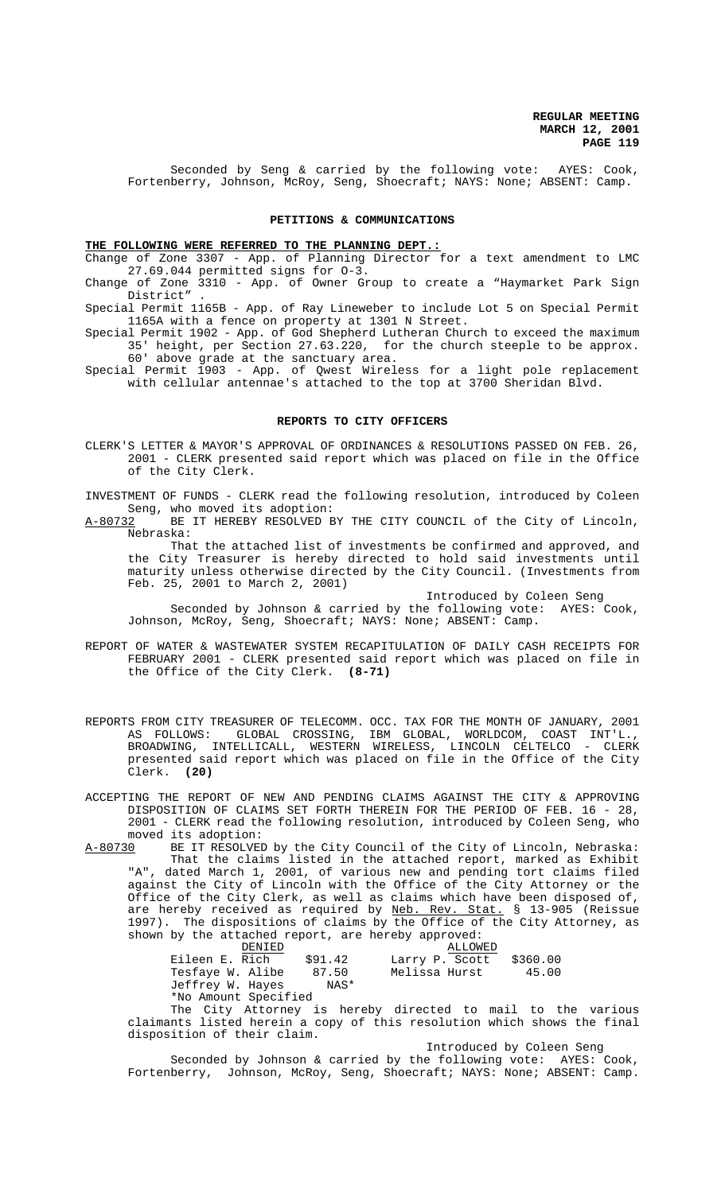Seconded by Seng & carried by the following vote: AYES: Cook, Fortenberry, Johnson, McRoy, Seng, Shoecraft; NAYS: None; ABSENT: Camp.

## PETITIONS & COMMUNICATIONS

**THE FOLLOWING WERE REFERRED TO THE PLANNING DEPT.:**

Change of Zone 3307 - App. of Planning Director for a text amendment to LMC 27.69.044 permitted signs for O-3.

Change of Zone 3310 - App. of Owner Group to create a "Haymarket Park Sign District" .

Special Permit 1165B - App. of Ray Lineweber to include Lot 5 on Special Permit 1165A with a fence on property at 1301 N Street.

Special Permit 1902 - App. of God Shepherd Lutheran Church to exceed the maximum 35' height, per Section 27.63.220, for the church steeple to be approx. 60' above grade at the sanctuary area.

Special Permit 1903 - App. of Qwest Wireless for a light pole replacement with cellular antennae's attached to the top at 3700 Sheridan Blvd.

## REPORTS TO CITY OFFICERS

CLERK'S LETTER & MAYOR'S APPROVAL OF ORDINANCES & RESOLUTIONS PASSED ON FEB. 26, 2001 - CLERK presented said report which was placed on file in the Office of the City Clerk.

INVESTMENT OF FUNDS - CLERK read the following resolution, introduced by Coleen Seng, who moved its adoption:

A-80732 BE IT HEREBY RESOLVED BY THE CITY COUNCIL of the City of Lincoln, Nebraska:

That the attached list of investments be confirmed and approved, and the City Treasurer is hereby directed to hold said investments until maturity unless otherwise directed by the City Council. (Investments from Feb. 25, 2001 to March 2, 2001)

Introduced by Coleen Seng

Seconded by Johnson & carried by the following vote: AYES: Cook, Johnson, McRoy, Seng, Shoecraft; NAYS: None; ABSENT: Camp.

REPORT OF WATER & WASTEWATER SYSTEM RECAPITULATION OF DAILY CASH RECEIPTS FOR FEBRUARY 2001 - CLERK presented said report which was placed on file in the Office of the City Clerk. **(8-71)**

REPORTS FROM CITY TREASURER OF TELECOMM. OCC. TAX FOR THE MONTH OF JANUARY, 2001 AS FOLLOWS: GLOBAL CROSSING, IBM GLOBAL, WORLDCOM, COAST INT'L., BROADWING, INTELLICALL, WESTERN WIRELESS, LINCOLN CELTELCO - CLERK presented said report which was placed on file in the Office of the City Clerk. **(20)**

ACCEPTING THE REPORT OF NEW AND PENDING CLAIMS AGAINST THE CITY & APPROVING DISPOSITION OF CLAIMS SET FORTH THEREIN FOR THE PERIOD OF FEB. 16 - 28, 2001 - CLERK read the following resolution, introduced by Coleen Seng, who moved its adoption:

A-80730 BE IT RESOLVED by the City Council of the City of Lincoln, Nebraska:

That the claims listed in the attached report, marked as Exhibit "A", dated March 1, 2001, of various new and pending tort claims filed against the City of Lincoln with the Office of the City Attorney or the Office of the City Clerk, as well as claims which have been disposed of, are hereby received as required by Neb. Rev. Stat. § 13-905 (Reissue 1997). The dispositions of claims by the Office of the City Attorney, as shown by the attached report, are hereby approved:

| DENIED | | ALLOWED | |
|---|---|---|---|
| Eileen E. Rich | $91.42 | Larry P. Scott | $360.00 |
| Tesfaye W. Alibe | 87.50 | Melissa Hurst | 45.00 |
| Jeffrey W. Hayes | NAS* | | |

*No Amount Specified

The City Attorney is hereby directed to mail to the various claimants listed herein a copy of this resolution which shows the final disposition of their claim.

Introduced by Coleen Seng

Seconded by Johnson & carried by the following vote: AYES: Cook, Fortenberry, Johnson, McRoy, Seng, Shoecraft; NAYS: None; ABSENT: Camp.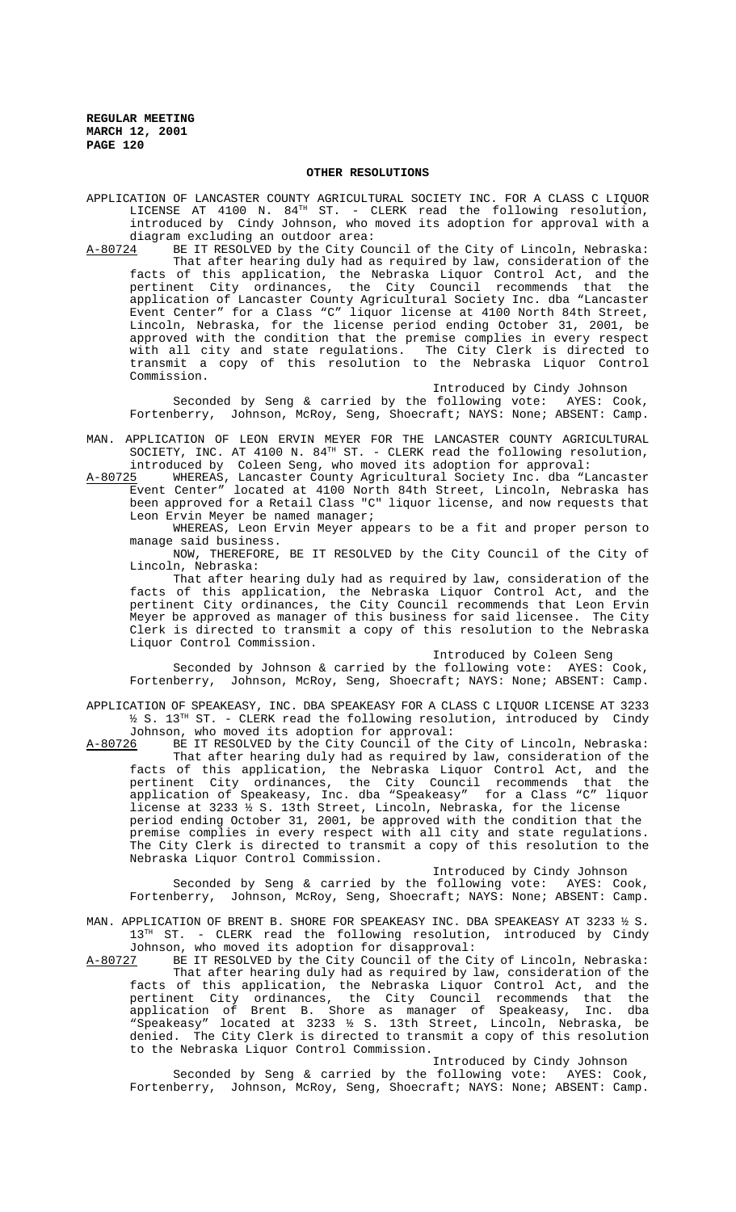## OTHER RESOLUTIONS

APPLICATION OF LANCASTER COUNTY AGRICULTURAL SOCIETY INC. FOR A CLASS C LIQUOR LICENSE AT 4100 N. 84TH ST. - CLERK read the following resolution, introduced by Cindy Johnson, who moved its adoption for approval with a diagram excluding an outdoor area:

A-80724 BE IT RESOLVED by the City Council of the City of Lincoln, Nebraska:

That after hearing duly had as required by law, consideration of the facts of this application, the Nebraska Liquor Control Act, and the pertinent City ordinances, the City Council recommends that the application of Lancaster County Agricultural Society Inc. dba "Lancaster Event Center" for a Class "C" liquor license at 4100 North 84th Street, Lincoln, Nebraska, for the license period ending October 31, 2001, be approved with the condition that the premise complies in every respect with all city and state regulations. The City Clerk is directed to transmit a copy of this resolution to the Nebraska Liquor Control Commission.

Introduced by Cindy Johnson

Seconded by Seng & carried by the following vote: AYES: Cook, Fortenberry, Johnson, McRoy, Seng, Shoecraft; NAYS: None; ABSENT: Camp.

MAN. APPLICATION OF LEON ERVIN MEYER FOR THE LANCASTER COUNTY AGRICULTURAL SOCIETY, INC. AT 4100 N. 84TH ST. - CLERK read the following resolution, introduced by Coleen Seng, who moved its adoption for approval:

A-80725 WHEREAS, Lancaster County Agricultural Society Inc. dba "Lancaster Event Center" located at 4100 North 84th Street, Lincoln, Nebraska has been approved for a Retail Class "C" liquor license, and now requests that Leon Ervin Meyer be named manager;

WHEREAS, Leon Ervin Meyer appears to be a fit and proper person to manage said business.

NOW, THEREFORE, BE IT RESOLVED by the City Council of the City of Lincoln, Nebraska:

That after hearing duly had as required by law, consideration of the facts of this application, the Nebraska Liquor Control Act, and the pertinent City ordinances, the City Council recommends that Leon Ervin Meyer be approved as manager of this business for said licensee. The City Clerk is directed to transmit a copy of this resolution to the Nebraska Liquor Control Commission.

Introduced by Coleen Seng

Seconded by Johnson & carried by the following vote: AYES: Cook, Fortenberry, Johnson, McRoy, Seng, Shoecraft; NAYS: None; ABSENT: Camp.

APPLICATION OF SPEAKEASY, INC. DBA SPEAKEASY FOR A CLASS C LIQUOR LICENSE AT 3233 ½ S. 13TH ST. - CLERK read the following resolution, introduced by Cindy Johnson, who moved its adoption for approval:

A-80726 BE IT RESOLVED by the City Council of the City of Lincoln, Nebraska:

That after hearing duly had as required by law, consideration of the facts of this application, the Nebraska Liquor Control Act, and the pertinent City ordinances, the City Council recommends that the application of Speakeasy, Inc. dba "Speakeasy" for a Class "C" liquor license at 3233 ½ S. 13th Street, Lincoln, Nebraska, for the license period ending October 31, 2001, be approved with the condition that the premise complies in every respect with all city and state regulations. The City Clerk is directed to transmit a copy of this resolution to the Nebraska Liquor Control Commission.

Introduced by Cindy Johnson

Seconded by Seng & carried by the following vote: AYES: Cook, Fortenberry, Johnson, McRoy, Seng, Shoecraft; NAYS: None; ABSENT: Camp.

MAN. APPLICATION OF BRENT B. SHORE FOR SPEAKEASY INC. DBA SPEAKEASY AT 3233 ½ S. 13TH ST. - CLERK read the following resolution, introduced by Cindy Johnson, who moved its adoption for disapproval:

A-80727 BE IT RESOLVED by the City Council of the City of Lincoln, Nebraska:

That after hearing duly had as required by law, consideration of the facts of this application, the Nebraska Liquor Control Act, and the pertinent City ordinances, the City Council recommends that the application of Brent B. Shore as manager of Speakeasy, Inc. dba "Speakeasy" located at 3233 ½ S. 13th Street, Lincoln, Nebraska, be denied. The City Clerk is directed to transmit a copy of this resolution to the Nebraska Liquor Control Commission.

Introduced by Cindy Johnson

Seconded by Seng & carried by the following vote: AYES: Cook, Fortenberry, Johnson, McRoy, Seng, Shoecraft; NAYS: None; ABSENT: Camp.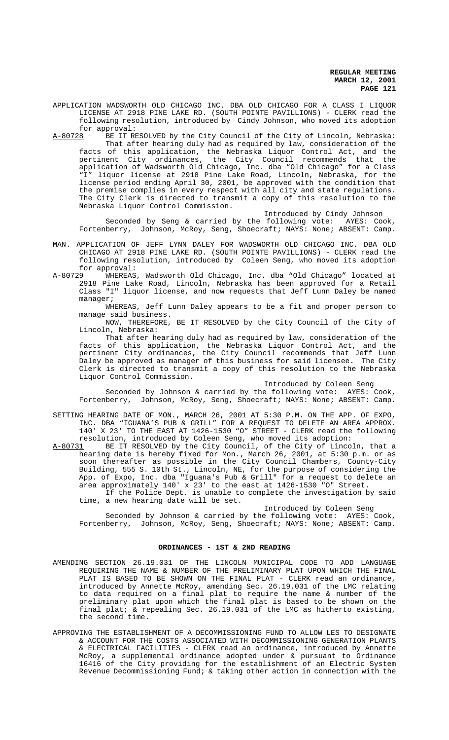APPLICATION WADSWORTH OLD CHICAGO INC. DBA OLD CHICAGO FOR A CLASS I LIQUOR LICENSE AT 2918 PINE LAKE RD. (SOUTH POINTE PAVILLIONS) - CLERK read the following resolution, introduced by Cindy Johnson, who moved its adoption for approval:

A-80728 BE IT RESOLVED by the City Council of the City of Lincoln, Nebraska:

That after hearing duly had as required by law, consideration of the facts of this application, the Nebraska Liquor Control Act, and the pertinent City ordinances, the City Council recommends that the application of Wadsworth Old Chicago, Inc. dba "Old Chicago" for a Class "I" liquor license at 2918 Pine Lake Road, Lincoln, Nebraska, for the license period ending April 30, 2001, be approved with the condition that the premise complies in every respect with all city and state regulations. The City Clerk is directed to transmit a copy of this resolution to the Nebraska Liquor Control Commission.

Introduced by Cindy Johnson

Seconded by Seng & carried by the following vote: AYES: Cook, Fortenberry, Johnson, McRoy, Seng, Shoecraft; NAYS: None; ABSENT: Camp.

MAN. APPLICATION OF JEFF LYNN DALEY FOR WADSWORTH OLD CHICAGO INC. DBA OLD CHICAGO AT 2918 PINE LAKE RD. (SOUTH POINTE PAVILLIONS) - CLERK read the following resolution, introduced by Coleen Seng, who moved its adoption for approval:

A-80729 WHEREAS, Wadsworth Old Chicago, Inc. dba "Old Chicago" located at 2918 Pine Lake Road, Lincoln, Nebraska has been approved for a Retail Class "I" liquor license, and now requests that Jeff Lunn Daley be named manager;

WHEREAS, Jeff Lunn Daley appears to be a fit and proper person to manage said business.

NOW, THEREFORE, BE IT RESOLVED by the City Council of the City of Lincoln, Nebraska:

That after hearing duly had as required by law, consideration of the facts of this application, the Nebraska Liquor Control Act, and the pertinent City ordinances, the City Council recommends that Jeff Lunn Daley be approved as manager of this business for said licensee. The City Clerk is directed to transmit a copy of this resolution to the Nebraska Liquor Control Commission.

Introduced by Coleen Seng

Seconded by Johnson & carried by the following vote: AYES: Cook, Fortenberry, Johnson, McRoy, Seng, Shoecraft; NAYS: None; ABSENT: Camp.

SETTING HEARING DATE OF MON., MARCH 26, 2001 AT 5:30 P.M. ON THE APP. OF EXPO, INC. DBA "IGUANA'S PUB & GRILL" FOR A REQUEST TO DELETE AN AREA APPROX. 140' X 23' TO THE EAST AT 1426-1530 "O" STREET - CLERK read the following resolution, introduced by Coleen Seng, who moved its adoption:

A-80731 BE IT RESOLVED by the City Council, of the City of Lincoln, that a hearing date is hereby fixed for Mon., March 26, 2001, at 5:30 p.m. or as soon thereafter as possible in the City Council Chambers, County-City Building, 555 S. 10th St., Lincoln, NE, for the purpose of considering the App. of Expo, Inc. dba "Iguana's Pub & Grill" for a request to delete an area approximately 140' x 23' to the east at 1426-1530 "O" Street.

If the Police Dept. is unable to complete the investigation by said time, a new hearing date will be set.

Introduced by Coleen Seng

Seconded by Johnson & carried by the following vote: AYES: Cook, Fortenberry, Johnson, McRoy, Seng, Shoecraft; NAYS: None; ABSENT: Camp.

## ORDINANCES - 1ST & 2ND READING

AMENDING SECTION 26.19.031 OF THE LINCOLN MUNICIPAL CODE TO ADD LANGUAGE REQUIRING THE NAME & NUMBER OF THE PRELIMINARY PLAT UPON WHICH THE FINAL PLAT IS BASED TO BE SHOWN ON THE FINAL PLAT - CLERK read an ordinance, introduced by Annette McRoy, amending Sec. 26.19.031 of the LMC relating to data required on a final plat to require the name & number of the preliminary plat upon which the final plat is based to be shown on the final plat; & repealing Sec. 26.19.031 of the LMC as hitherto existing, the second time.

APPROVING THE ESTABLISHMENT OF A DECOMMISSIONING FUND TO ALLOW LES TO DESIGNATE & ACCOUNT FOR THE COSTS ASSOCIATED WITH DECOMMISSIONING GENERATION PLANTS & ELECTRICAL FACILITIES - CLERK read an ordinance, introduced by Annette McRoy, a supplemental ordinance adopted under & pursuant to Ordinance 16416 of the City providing for the establishment of an Electric System Revenue Decommissioning Fund; & taking other action in connection with the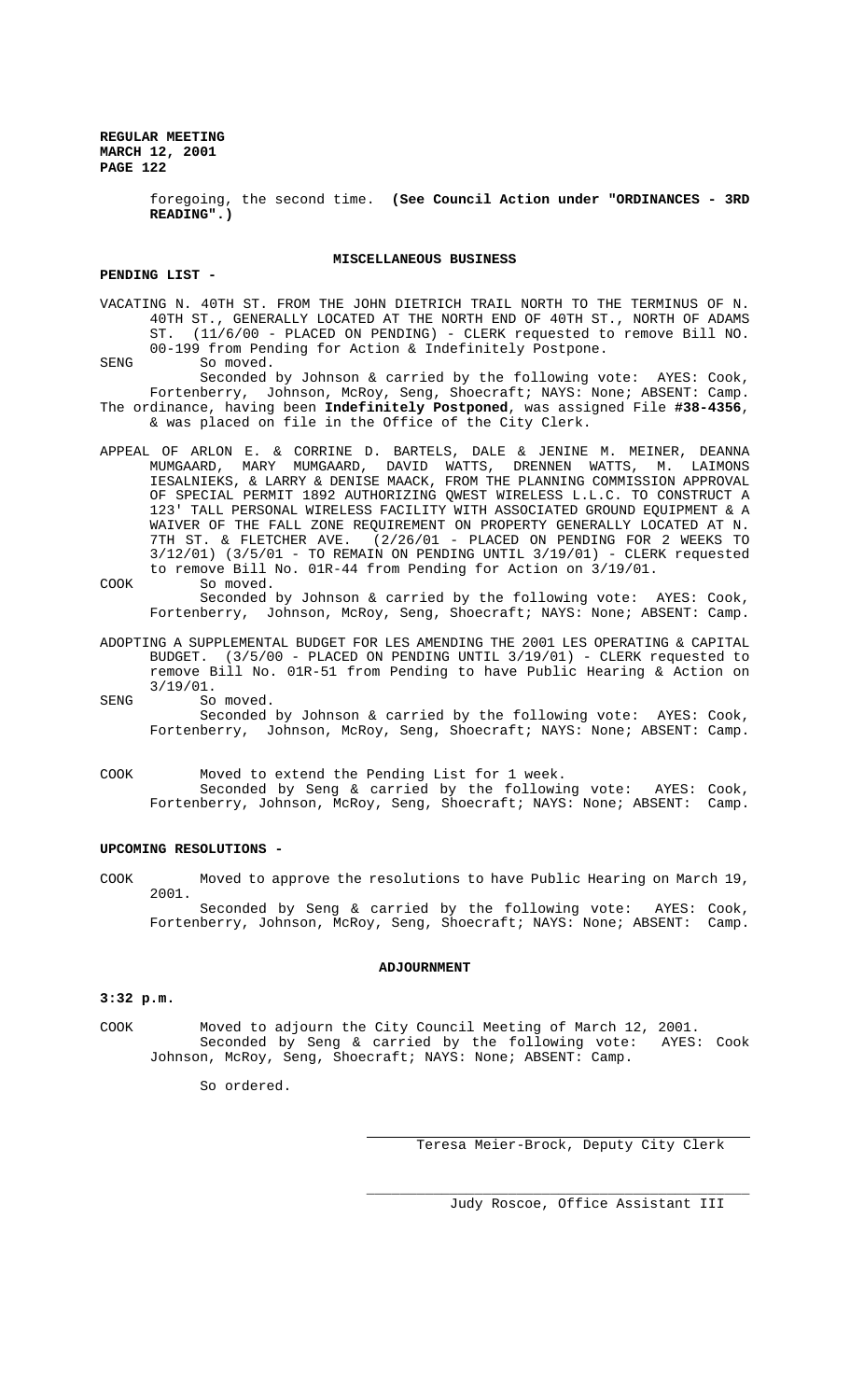foregoing, the second time. **(See Council Action under "ORDINANCES - 3RD READING".)**

## MISCELLANEOUS BUSINESS

**PENDING LIST -**

VACATING N. 40TH ST. FROM THE JOHN DIETRICH TRAIL NORTH TO THE TERMINUS OF N. 40TH ST., GENERALLY LOCATED AT THE NORTH END OF 40TH ST., NORTH OF ADAMS ST. (11/6/00 - PLACED ON PENDING) - CLERK requested to remove Bill NO. 00-199 from Pending for Action & Indefinitely Postpone.

SENG So moved.

Seconded by Johnson & carried by the following vote: AYES: Cook, Fortenberry, Johnson, McRoy, Seng, Shoecraft; NAYS: None; ABSENT: Camp.

The ordinance, having been **Indefinitely Postponed**, was assigned File **#38-4356**, & was placed on file in the Office of the City Clerk.

APPEAL OF ARLON E. & CORRINE D. BARTELS, DALE & JENINE M. MEINER, DEANNA MUMGAARD, MARY MUMGAARD, DAVID WATTS, DRENNEN WATTS, M. LAIMONS IESALNIEKS, & LARRY & DENISE MAACK, FROM THE PLANNING COMMISSION APPROVAL OF SPECIAL PERMIT 1892 AUTHORIZING QWEST WIRELESS L.L.C. TO CONSTRUCT A 123' TALL PERSONAL WIRELESS FACILITY WITH ASSOCIATED GROUND EQUIPMENT & A WAIVER OF THE FALL ZONE REQUIREMENT ON PROPERTY GENERALLY LOCATED AT N. 7TH ST. & FLETCHER AVE. (2/26/01 - PLACED ON PENDING FOR 2 WEEKS TO 3/12/01) (3/5/01 - TO REMAIN ON PENDING UNTIL 3/19/01) - CLERK requested to remove Bill No. 01R-44 from Pending for Action on 3/19/01.

COOK So moved.

Seconded by Johnson & carried by the following vote: AYES: Cook, Fortenberry, Johnson, McRoy, Seng, Shoecraft; NAYS: None; ABSENT: Camp.

ADOPTING A SUPPLEMENTAL BUDGET FOR LES AMENDING THE 2001 LES OPERATING & CAPITAL BUDGET. (3/5/00 - PLACED ON PENDING UNTIL 3/19/01) - CLERK requested to remove Bill No. 01R-51 from Pending to have Public Hearing & Action on 3/19/01.

SENG So moved.

Seconded by Johnson & carried by the following vote: AYES: Cook, Fortenberry, Johnson, McRoy, Seng, Shoecraft; NAYS: None; ABSENT: Camp.

COOK Moved to extend the Pending List for 1 week.

Seconded by Seng & carried by the following vote: AYES: Cook, Fortenberry, Johnson, McRoy, Seng, Shoecraft; NAYS: None; ABSENT: Camp.

**UPCOMING RESOLUTIONS -**

COOK Moved to approve the resolutions to have Public Hearing on March 19, 2001.

Seconded by Seng & carried by the following vote: AYES: Cook, Fortenberry, Johnson, McRoy, Seng, Shoecraft; NAYS: None; ABSENT: Camp.

## ADJOURNMENT

**3:32 p.m.**

COOK Moved to adjourn the City Council Meeting of March 12, 2001.

Seconded by Seng & carried by the following vote: AYES: Cook Johnson, McRoy, Seng, Shoecraft; NAYS: None; ABSENT: Camp.

So ordered.

\_\_\_\_\_\_\_\_\_\_\_\_\_\_\_\_\_\_\_\_\_\_\_\_\_\_\_\_\_\_\_\_\_\_\_\_\_\_\_\_\_\_\_\_

Teresa Meier-Brock, Deputy City Clerk

\_\_\_\_\_\_\_\_\_\_\_\_\_\_\_\_\_\_\_\_\_\_\_\_\_\_\_\_\_\_\_\_\_\_\_\_\_\_\_\_\_\_\_\_

Judy Roscoe, Office Assistant III